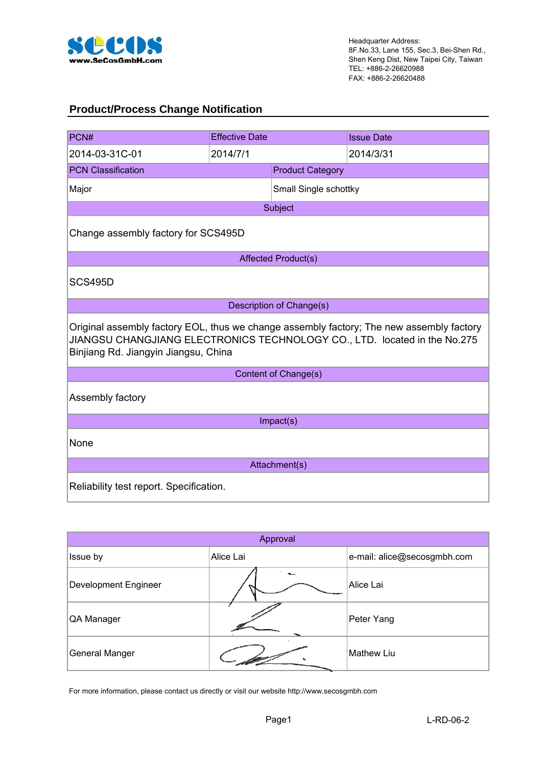www.SeCosGmbH.com

Headquarter Address:
8F.No.33, Lane 155, Sec.3, Bei-Shen Rd.,
Shen Keng Dist, New Taipei City, Taiwan
TEL: +886-2-26620988
FAX: +886-2-26620488

## Product/Process Change Notification

| PCN# | Effective Date | Issue Date |
|---|---|---|
| 2014-03-31C-01 | 2014/7/1 | 2014/3/31 |

| PCN Classification | Product Category |
|---|---|
| Major | Small Single schottky |

**Subject**

Change assembly factory for SCS495D

**Affected Product(s)**

SCS495D

**Description of Change(s)**

Original assembly factory EOL, thus we change assembly factory; The new assembly factory JIANGSU CHANGJIANG ELECTRONICS TECHNOLOGY CO., LTD. located in the No.275 Binjiang Rd. Jiangyin Jiangsu, China

**Content of Change(s)**

Assembly factory

**Impact(s)**

None

**Attachment(s)**

Reliability test report. Specification.

| Approval | | |
|---|---|---|
| Issue by | Alice Lai | e-mail: alice@secosgmbh.com |
| Development Engineer | | Alice Lai |
| QA Manager | | Peter Yang |
| General Manger | | Mathew Liu |

For more information, please contact us directly or visit our website http://www.secosgmbh.com

L-RD-06-2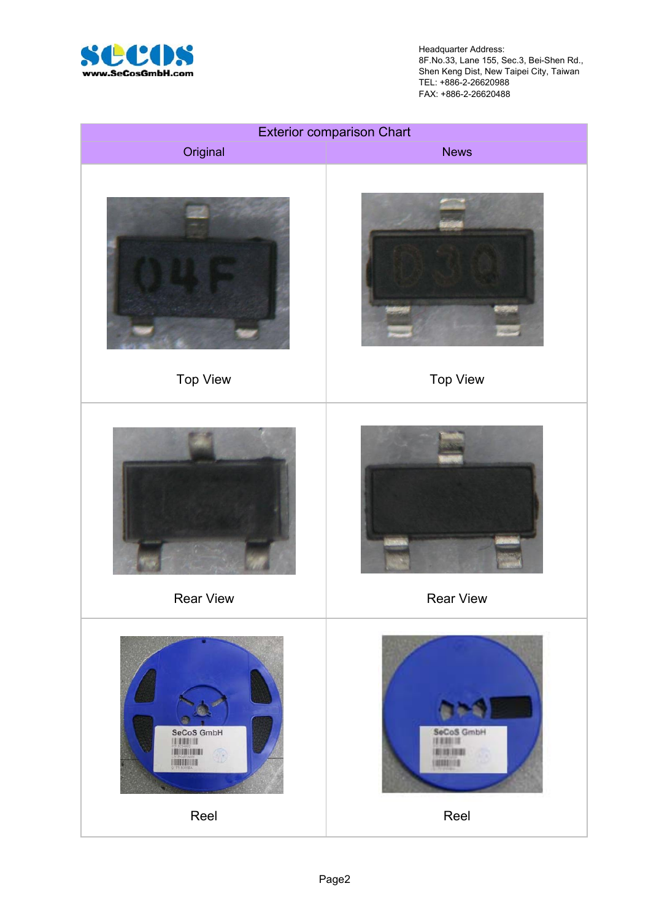| Exterior comparison Chart | |
|---|---|
| Original | News |
| Top View | Top View |
| Rear View | Rear View |
| Reel | Reel |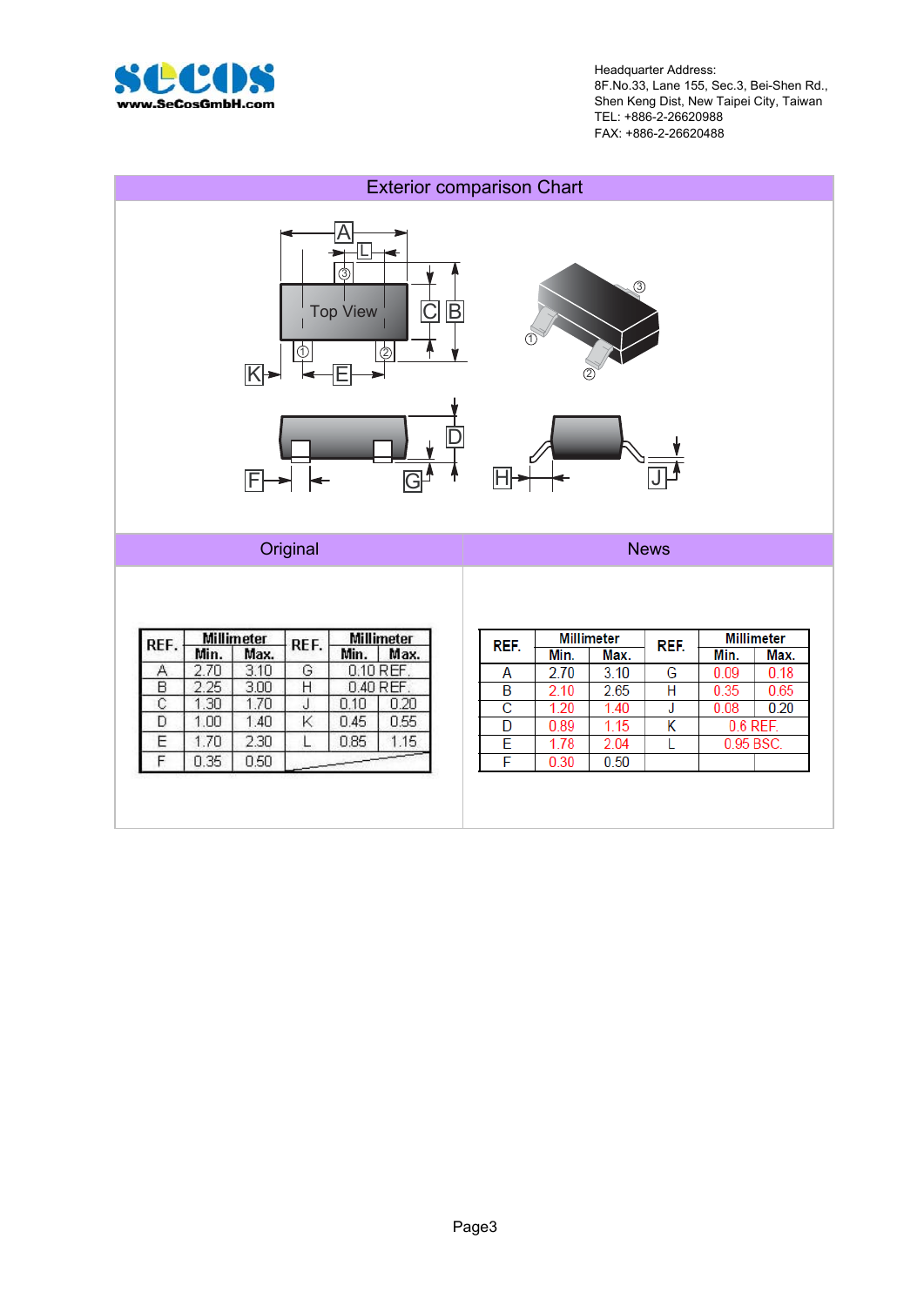Headquarter Address:
8F.No.33, Lane 155, Sec.3, Bei-Shen Rd.,
Shen Keng Dist, New Taipei City, Taiwan
TEL: +886-2-26620988
FAX: +886-2-26620488

## Exterior comparison Chart

### Original

| REF. | Millimeter | | REF. | Millimeter | |
|---|---|---|---|---|---|
| | Min. | Max. | | Min. | Max. |
| A | 2.70 | 3.10 | G | 0.10 REF. | |
| B | 2.25 | 3.00 | H | 0.40 REF. | |
| C | 1.30 | 1.70 | J | 0.10 | 0.20 |
| D | 1.00 | 1.40 | K | 0.45 | 0.55 |
| E | 1.70 | 2.30 | L | 0.85 | 1.15 |
| F | 0.35 | 0.50 | | | |

### News

| REF. | Millimeter | | REF. | Millimeter | |
|---|---|---|---|---|---|
| | Min. | Max. | | Min. | Max. |
| A | 2.70 | 3.10 | G | 0.09 | 0.18 |
| B | 2.10 | 2.65 | H | 0.35 | 0.65 |
| C | 1.20 | 1.40 | J | 0.08 | 0.20 |
| D | 0.89 | 1.15 | K | 0.6 REF. | |
| E | 1.78 | 2.04 | L | 0.95 BSC. | |
| F | 0.30 | 0.50 | | | |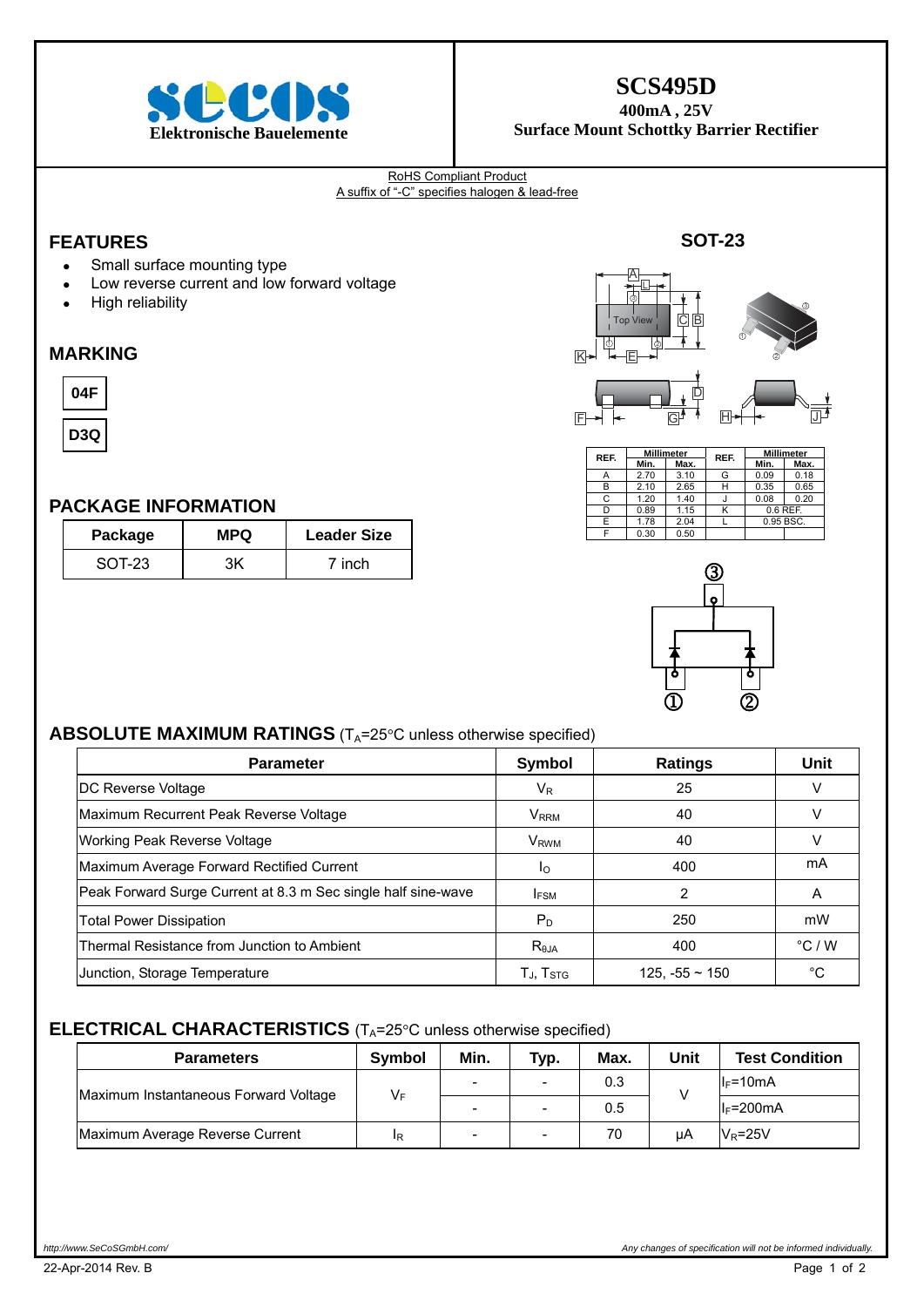# SCS495D

**400mA , 25V**

**Surface Mount Schottky Barrier Rectifier**

secos
Elektronische Bauelemente

RoHS Compliant Product
A suffix of "-C" specifies halogen & lead-free

## FEATURES

- Small surface mounting type
- Low reverse current and low forward voltage
- High reliability

## MARKING

**04F**

**D3Q**

## PACKAGE INFORMATION

| Package | MPQ | Leader Size |
|---|---|---|
| SOT-23 | 3K | 7 inch |

## SOT-23

| REF. | Millimeter Min. | Millimeter Max. | REF. | Millimeter Min. | Millimeter Max. |
|---|---|---|---|---|---|
| A | 2.70 | 3.10 | G | 0.09 | 0.18 |
| B | 2.10 | 2.65 | H | 0.35 | 0.65 |
| C | 1.20 | 1.40 | J | 0.08 | 0.20 |
| D | 0.89 | 1.15 | K | 0.6 REF. | |
| E | 1.78 | 2.04 | L | 0.95 BSC. | |
| F | 0.30 | 0.50 | | | |

## ABSOLUTE MAXIMUM RATINGS ($T_A$=25°C unless otherwise specified)

| Parameter | Symbol | Ratings | Unit |
|---|---|---|---|
| DC Reverse Voltage | $V_R$ | 25 | V |
| Maximum Recurrent Peak Reverse Voltage | $V_{RRM}$ | 40 | V |
| Working Peak Reverse Voltage | $V_{RWM}$ | 40 | V |
| Maximum Average Forward Rectified Current | $I_O$ | 400 | mA |
| Peak Forward Surge Current at 8.3 m Sec single half sine-wave | $I_{FSM}$ | 2 | A |
| Total Power Dissipation | $P_D$ | 250 | mW |
| Thermal Resistance from Junction to Ambient | $R_{\theta JA}$ | 400 | °C / W |
| Junction, Storage Temperature | $T_J$, $T_{STG}$ | 125, -55 ~ 150 | °C |

## ELECTRICAL CHARACTERISTICS ($T_A$=25°C unless otherwise specified)

| Parameters | Symbol | Min. | Typ. | Max. | Unit | Test Condition |
|---|---|---|---|---|---|---|
| Maximum Instantaneous Forward Voltage | $V_F$ | - | - | 0.3 | V | $I_F$=10mA |
| | | - | - | 0.5 | | $I_F$=200mA |
| Maximum Average Reverse Current | $I_R$ | - | - | 70 | μA | $V_R$=25V |

http://www.SeCoSGmbH.com/

Any changes of specification will not be informed individually.

22-Apr-2014 Rev. B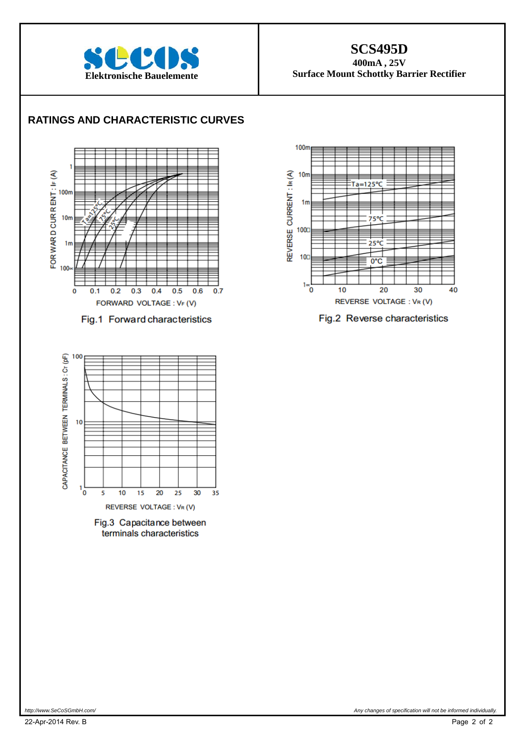# SCS495D

**400mA , 25V**

**Surface Mount Schottky Barrier Rectifier**

## RATINGS AND CHARACTERISTIC CURVES

Fig.1 Forward characteristics

Fig.2 Reverse characteristics

Fig.3 Capacitance between terminals characteristics

*http://www.SeCoSGmbH.com/*

*Any changes of specification will not be informed individually.*

22-Apr-2014 Rev. B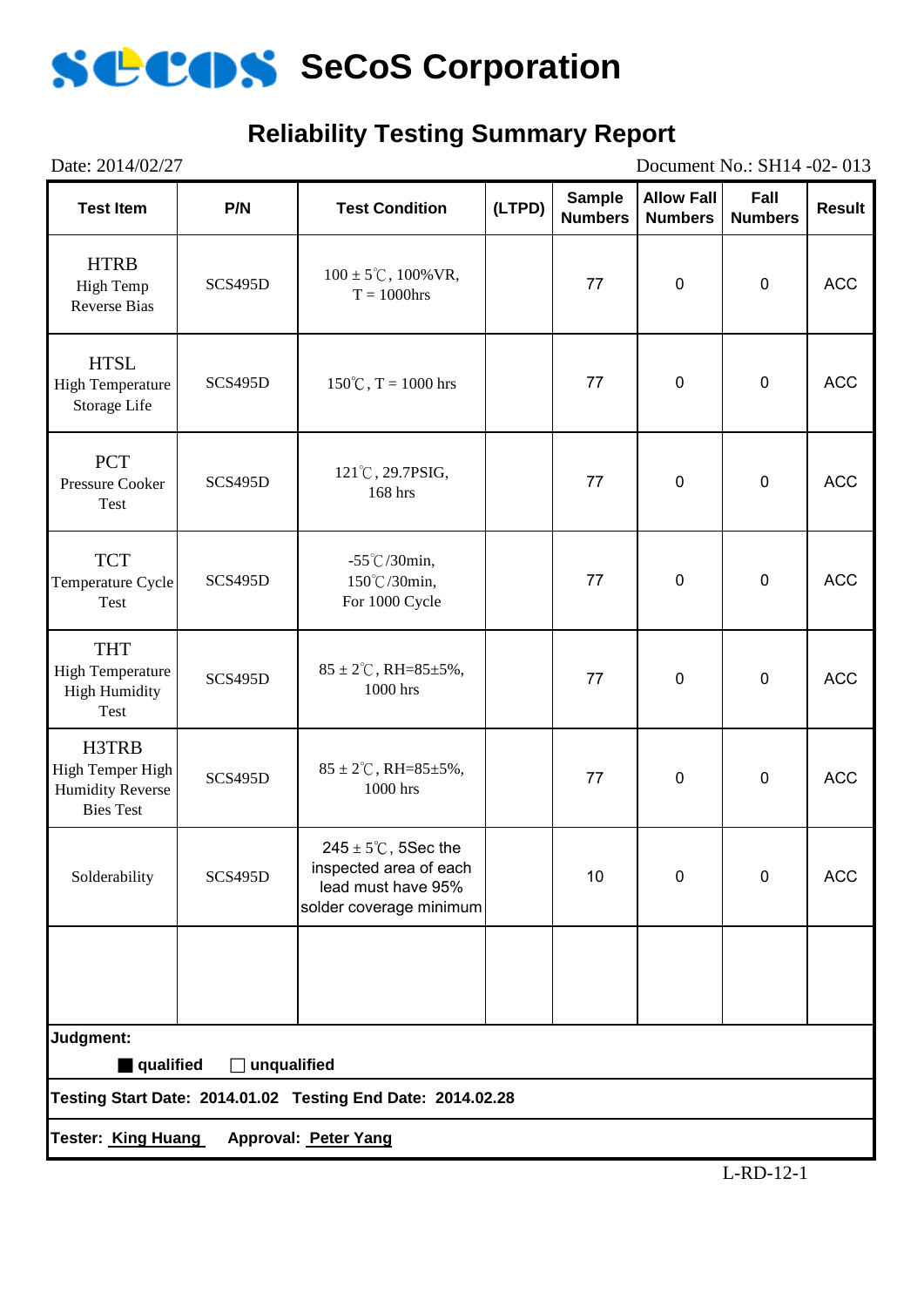# SeCoS Corporation

## Reliability Testing Summary Report

Date: 2014/02/27 Document No.: SH14 -02- 013

| Test Item | P/N | Test Condition | (LTPD) | Sample Numbers | Allow Fall Numbers | Fall Numbers | Result |
|---|---|---|---|---|---|---|---|
| HTRB High Temp Reverse Bias | SCS495D | 100 ± 5℃, 100%VR, T = 1000hrs | | 77 | 0 | 0 | ACC |
| HTSL High Temperature Storage Life | SCS495D | 150℃, T = 1000 hrs | | 77 | 0 | 0 | ACC |
| PCT Pressure Cooker Test | SCS495D | 121℃, 29.7PSIG, 168 hrs | | 77 | 0 | 0 | ACC |
| TCT Temperature Cycle Test | SCS495D | -55℃/30min, 150℃/30min, For 1000 Cycle | | 77 | 0 | 0 | ACC |
| THT High Temperature High Humidity Test | SCS495D | 85 ± 2℃, RH=85±5%, 1000 hrs | | 77 | 0 | 0 | ACC |
| H3TRB High Temper High Humidity Reverse Bies Test | SCS495D | 85 ± 2℃, RH=85±5%, 1000 hrs | | 77 | 0 | 0 | ACC |
| Solderability | SCS495D | 245 ± 5℃, 5Sec the inspected area of each lead must have 95% solder coverage minimum | | 10 | 0 | 0 | ACC |
| | | | | | | | |

**Judgment:**

■ **qualified** □ **unqualified**

**Testing Start Date: 2014.01.02 Testing End Date: 2014.02.28**

**Tester: King Huang Approval: Peter Yang**

L-RD-12-1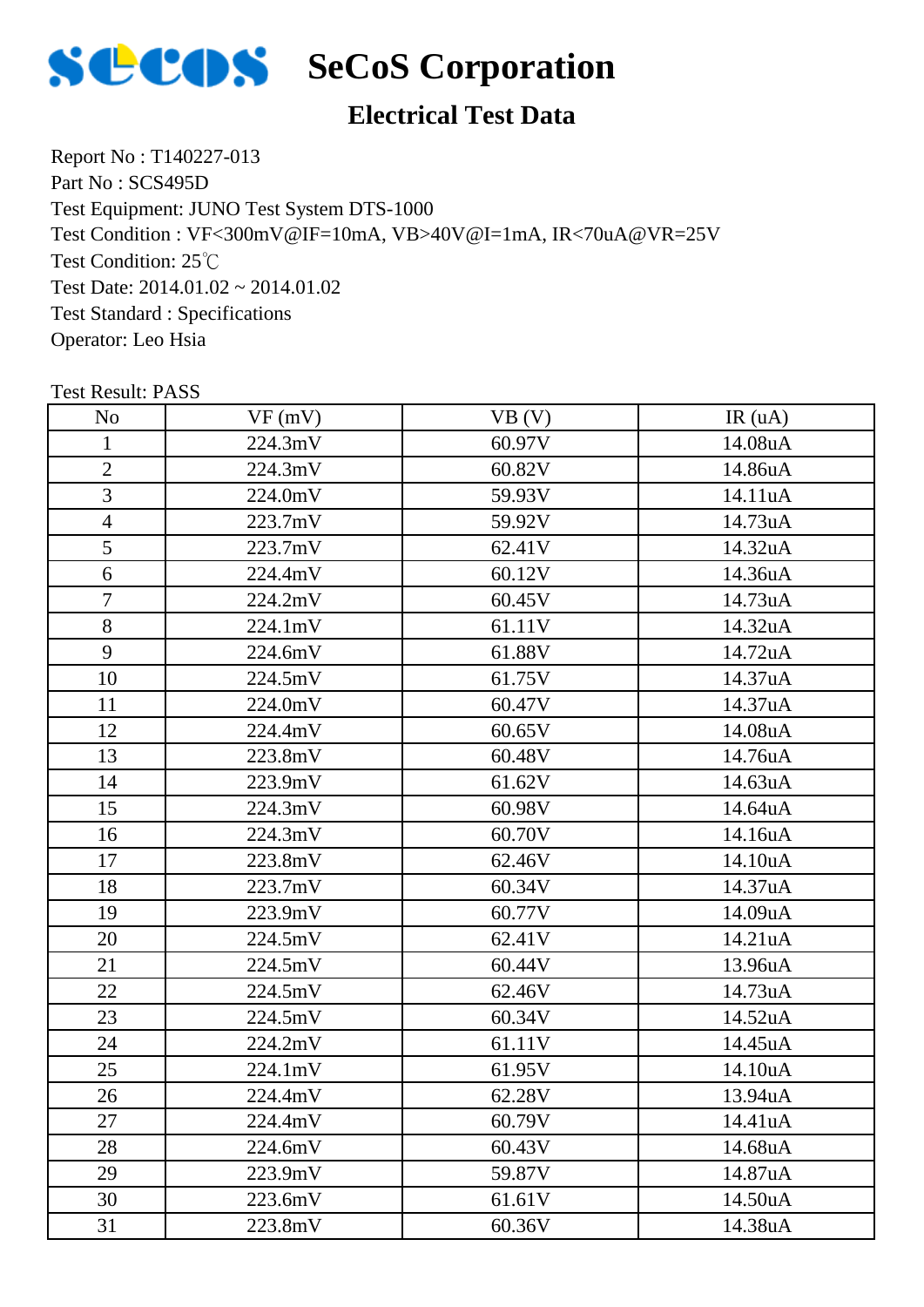# SeCoS Corporation

## Electrical Test Data

Report No : T140227-013
Part No : SCS495D
Test Equipment: JUNO Test System DTS-1000
Test Condition : VF<300mV@IF=10mA, VB>40V@I=1mA, IR<70uA@VR=25V
Test Condition: 25℃
Test Date: 2014.01.02 ~ 2014.01.02
Test Standard : Specifications
Operator: Leo Hsia

Test Result: PASS

| No | VF (mV) | VB (V) | IR (uA) |
|---|---|---|---|
| 1 | 224.3mV | 60.97V | 14.08uA |
| 2 | 224.3mV | 60.82V | 14.86uA |
| 3 | 224.0mV | 59.93V | 14.11uA |
| 4 | 223.7mV | 59.92V | 14.73uA |
| 5 | 223.7mV | 62.41V | 14.32uA |
| 6 | 224.4mV | 60.12V | 14.36uA |
| 7 | 224.2mV | 60.45V | 14.73uA |
| 8 | 224.1mV | 61.11V | 14.32uA |
| 9 | 224.6mV | 61.88V | 14.72uA |
| 10 | 224.5mV | 61.75V | 14.37uA |
| 11 | 224.0mV | 60.47V | 14.37uA |
| 12 | 224.4mV | 60.65V | 14.08uA |
| 13 | 223.8mV | 60.48V | 14.76uA |
| 14 | 223.9mV | 61.62V | 14.63uA |
| 15 | 224.3mV | 60.98V | 14.64uA |
| 16 | 224.3mV | 60.70V | 14.16uA |
| 17 | 223.8mV | 62.46V | 14.10uA |
| 18 | 223.7mV | 60.34V | 14.37uA |
| 19 | 223.9mV | 60.77V | 14.09uA |
| 20 | 224.5mV | 62.41V | 14.21uA |
| 21 | 224.5mV | 60.44V | 13.96uA |
| 22 | 224.5mV | 62.46V | 14.73uA |
| 23 | 224.5mV | 60.34V | 14.52uA |
| 24 | 224.2mV | 61.11V | 14.45uA |
| 25 | 224.1mV | 61.95V | 14.10uA |
| 26 | 224.4mV | 62.28V | 13.94uA |
| 27 | 224.4mV | 60.79V | 14.41uA |
| 28 | 224.6mV | 60.43V | 14.68uA |
| 29 | 223.9mV | 59.87V | 14.87uA |
| 30 | 223.6mV | 61.61V | 14.50uA |
| 31 | 223.8mV | 60.36V | 14.38uA |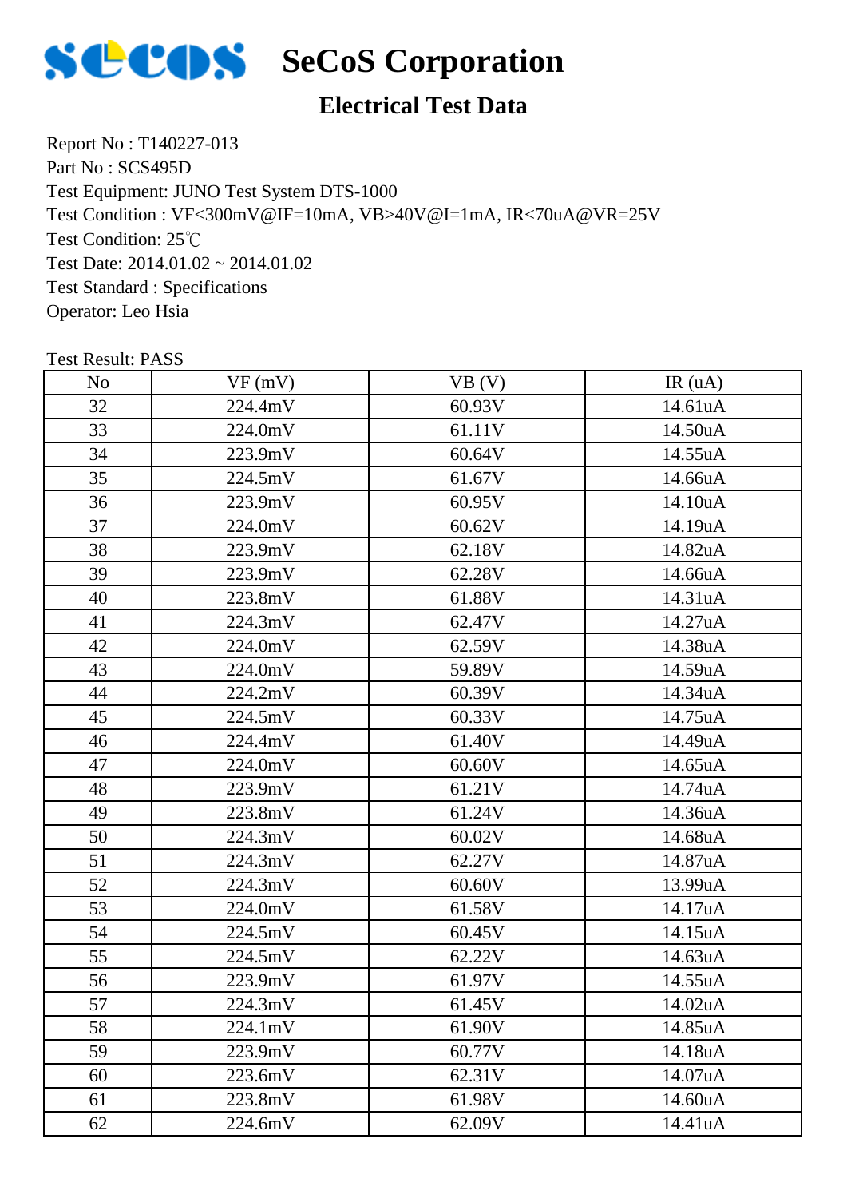# SeCoS Corporation

## Electrical Test Data

Report No : T140227-013
Part No : SCS495D
Test Equipment: JUNO Test System DTS-1000
Test Condition : VF<300mV@IF=10mA, VB>40V@I=1mA, IR<70uA@VR=25V
Test Condition: 25℃
Test Date: 2014.01.02 ~ 2014.01.02
Test Standard : Specifications
Operator: Leo Hsia

Test Result: PASS

| No | VF (mV) | VB (V) | IR (uA) |
|---|---|---|---|
| 32 | 224.4mV | 60.93V | 14.61uA |
| 33 | 224.0mV | 61.11V | 14.50uA |
| 34 | 223.9mV | 60.64V | 14.55uA |
| 35 | 224.5mV | 61.67V | 14.66uA |
| 36 | 223.9mV | 60.95V | 14.10uA |
| 37 | 224.0mV | 60.62V | 14.19uA |
| 38 | 223.9mV | 62.18V | 14.82uA |
| 39 | 223.9mV | 62.28V | 14.66uA |
| 40 | 223.8mV | 61.88V | 14.31uA |
| 41 | 224.3mV | 62.47V | 14.27uA |
| 42 | 224.0mV | 62.59V | 14.38uA |
| 43 | 224.0mV | 59.89V | 14.59uA |
| 44 | 224.2mV | 60.39V | 14.34uA |
| 45 | 224.5mV | 60.33V | 14.75uA |
| 46 | 224.4mV | 61.40V | 14.49uA |
| 47 | 224.0mV | 60.60V | 14.65uA |
| 48 | 223.9mV | 61.21V | 14.74uA |
| 49 | 223.8mV | 61.24V | 14.36uA |
| 50 | 224.3mV | 60.02V | 14.68uA |
| 51 | 224.3mV | 62.27V | 14.87uA |
| 52 | 224.3mV | 60.60V | 13.99uA |
| 53 | 224.0mV | 61.58V | 14.17uA |
| 54 | 224.5mV | 60.45V | 14.15uA |
| 55 | 224.5mV | 62.22V | 14.63uA |
| 56 | 223.9mV | 61.97V | 14.55uA |
| 57 | 224.3mV | 61.45V | 14.02uA |
| 58 | 224.1mV | 61.90V | 14.85uA |
| 59 | 223.9mV | 60.77V | 14.18uA |
| 60 | 223.6mV | 62.31V | 14.07uA |
| 61 | 223.8mV | 61.98V | 14.60uA |
| 62 | 224.6mV | 62.09V | 14.41uA |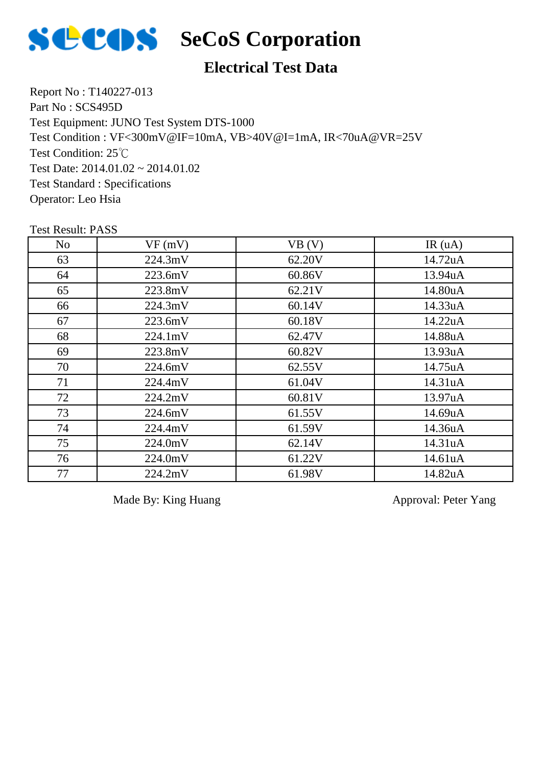# SeCoS Corporation

## Electrical Test Data

Report No : T140227-013
Part No : SCS495D
Test Equipment: JUNO Test System DTS-1000
Test Condition : VF<300mV@IF=10mA, VB>40V@I=1mA, IR<70uA@VR=25V
Test Condition: 25℃
Test Date: 2014.01.02 ~ 2014.01.02
Test Standard : Specifications
Operator: Leo Hsia

Test Result: PASS

| No | VF (mV) | VB (V) | IR (uA) |
|---|---|---|---|
| 63 | 224.3mV | 62.20V | 14.72uA |
| 64 | 223.6mV | 60.86V | 13.94uA |
| 65 | 223.8mV | 62.21V | 14.80uA |
| 66 | 224.3mV | 60.14V | 14.33uA |
| 67 | 223.6mV | 60.18V | 14.22uA |
| 68 | 224.1mV | 62.47V | 14.88uA |
| 69 | 223.8mV | 60.82V | 13.93uA |
| 70 | 224.6mV | 62.55V | 14.75uA |
| 71 | 224.4mV | 61.04V | 14.31uA |
| 72 | 224.2mV | 60.81V | 13.97uA |
| 73 | 224.6mV | 61.55V | 14.69uA |
| 74 | 224.4mV | 61.59V | 14.36uA |
| 75 | 224.0mV | 62.14V | 14.31uA |
| 76 | 224.0mV | 61.22V | 14.61uA |
| 77 | 224.2mV | 61.98V | 14.82uA |

Made By: King Huang　　　　　　　　Approval: Peter Yang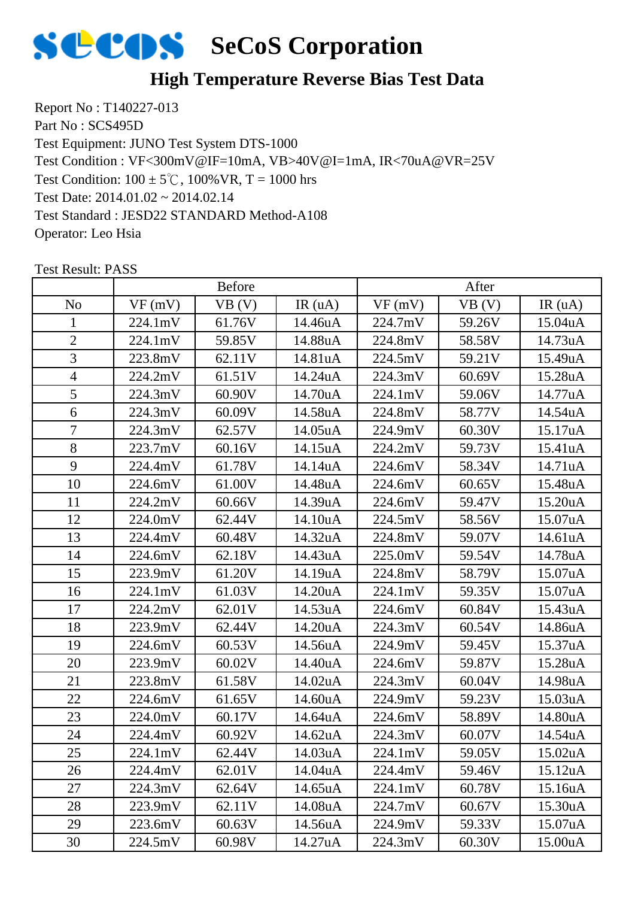# SeCoS Corporation

## High Temperature Reverse Bias Test Data

Report No : T140227-013
Part No : SCS495D
Test Equipment: JUNO Test System DTS-1000
Test Condition : VF<300mV@IF=10mA, VB>40V@I=1mA, IR<70uA@VR=25V
Test Condition: 100 ± 5℃, 100%VR, T = 1000 hrs
Test Date: 2014.01.02 ~ 2014.02.14
Test Standard : JESD22 STANDARD Method-A108
Operator: Leo Hsia

Test Result: PASS

| | Before | | | After | | |
|---|---|---|---|---|---|---|
| No | VF (mV) | VB (V) | IR (uA) | VF (mV) | VB (V) | IR (uA) |
| 1 | 224.1mV | 61.76V | 14.46uA | 224.7mV | 59.26V | 15.04uA |
| 2 | 224.1mV | 59.85V | 14.88uA | 224.8mV | 58.58V | 14.73uA |
| 3 | 223.8mV | 62.11V | 14.81uA | 224.5mV | 59.21V | 15.49uA |
| 4 | 224.2mV | 61.51V | 14.24uA | 224.3mV | 60.69V | 15.28uA |
| 5 | 224.3mV | 60.90V | 14.70uA | 224.1mV | 59.06V | 14.77uA |
| 6 | 224.3mV | 60.09V | 14.58uA | 224.8mV | 58.77V | 14.54uA |
| 7 | 224.3mV | 62.57V | 14.05uA | 224.9mV | 60.30V | 15.17uA |
| 8 | 223.7mV | 60.16V | 14.15uA | 224.2mV | 59.73V | 15.41uA |
| 9 | 224.4mV | 61.78V | 14.14uA | 224.6mV | 58.34V | 14.71uA |
| 10 | 224.6mV | 61.00V | 14.48uA | 224.6mV | 60.65V | 15.48uA |
| 11 | 224.2mV | 60.66V | 14.39uA | 224.6mV | 59.47V | 15.20uA |
| 12 | 224.0mV | 62.44V | 14.10uA | 224.5mV | 58.56V | 15.07uA |
| 13 | 224.4mV | 60.48V | 14.32uA | 224.8mV | 59.07V | 14.61uA |
| 14 | 224.6mV | 62.18V | 14.43uA | 225.0mV | 59.54V | 14.78uA |
| 15 | 223.9mV | 61.20V | 14.19uA | 224.8mV | 58.79V | 15.07uA |
| 16 | 224.1mV | 61.03V | 14.20uA | 224.1mV | 59.35V | 15.07uA |
| 17 | 224.2mV | 62.01V | 14.53uA | 224.6mV | 60.84V | 15.43uA |
| 18 | 223.9mV | 62.44V | 14.20uA | 224.3mV | 60.54V | 14.86uA |
| 19 | 224.6mV | 60.53V | 14.56uA | 224.9mV | 59.45V | 15.37uA |
| 20 | 223.9mV | 60.02V | 14.40uA | 224.6mV | 59.87V | 15.28uA |
| 21 | 223.8mV | 61.58V | 14.02uA | 224.3mV | 60.04V | 14.98uA |
| 22 | 224.6mV | 61.65V | 14.60uA | 224.9mV | 59.23V | 15.03uA |
| 23 | 224.0mV | 60.17V | 14.64uA | 224.6mV | 58.89V | 14.80uA |
| 24 | 224.4mV | 60.92V | 14.62uA | 224.3mV | 60.07V | 14.54uA |
| 25 | 224.1mV | 62.44V | 14.03uA | 224.1mV | 59.05V | 15.02uA |
| 26 | 224.4mV | 62.01V | 14.04uA | 224.4mV | 59.46V | 15.12uA |
| 27 | 224.3mV | 62.64V | 14.65uA | 224.1mV | 60.78V | 15.16uA |
| 28 | 223.9mV | 62.11V | 14.08uA | 224.7mV | 60.67V | 15.30uA |
| 29 | 223.6mV | 60.63V | 14.56uA | 224.9mV | 59.33V | 15.07uA |
| 30 | 224.5mV | 60.98V | 14.27uA | 224.3mV | 60.30V | 15.00uA |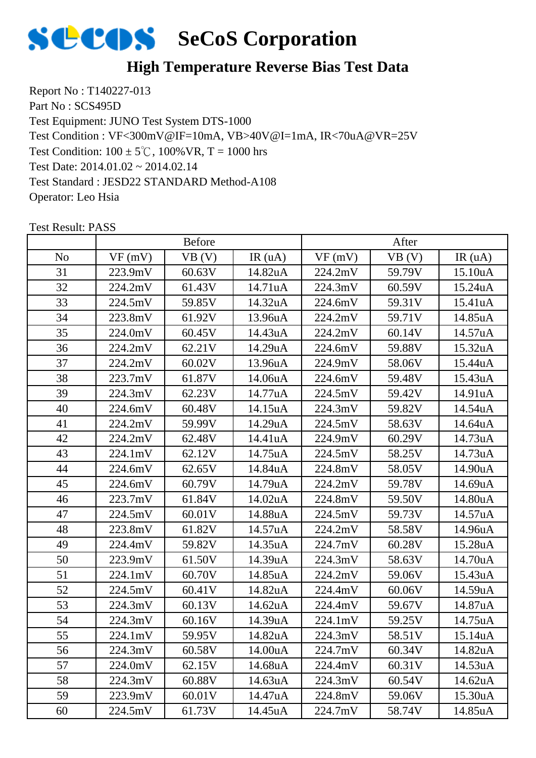# SeCoS Corporation

## High Temperature Reverse Bias Test Data

Report No : T140227-013
Part No : SCS495D
Test Equipment: JUNO Test System DTS-1000
Test Condition : VF<300mV@IF=10mA, VB>40V@I=1mA, IR<70uA@VR=25V
Test Condition: 100 ± 5℃, 100%VR, T = 1000 hrs
Test Date: 2014.01.02 ~ 2014.02.14
Test Standard : JESD22 STANDARD Method-A108
Operator: Leo Hsia

Test Result: PASS

| | Before | | | After | | |
|---|---|---|---|---|---|---|
| No | VF (mV) | VB (V) | IR (uA) | VF (mV) | VB (V) | IR (uA) |
| 31 | 223.9mV | 60.63V | 14.82uA | 224.2mV | 59.79V | 15.10uA |
| 32 | 224.2mV | 61.43V | 14.71uA | 224.3mV | 60.59V | 15.24uA |
| 33 | 224.5mV | 59.85V | 14.32uA | 224.6mV | 59.31V | 15.41uA |
| 34 | 223.8mV | 61.92V | 13.96uA | 224.2mV | 59.71V | 14.85uA |
| 35 | 224.0mV | 60.45V | 14.43uA | 224.2mV | 60.14V | 14.57uA |
| 36 | 224.2mV | 62.21V | 14.29uA | 224.6mV | 59.88V | 15.32uA |
| 37 | 224.2mV | 60.02V | 13.96uA | 224.9mV | 58.06V | 15.44uA |
| 38 | 223.7mV | 61.87V | 14.06uA | 224.6mV | 59.48V | 15.43uA |
| 39 | 224.3mV | 62.23V | 14.77uA | 224.5mV | 59.42V | 14.91uA |
| 40 | 224.6mV | 60.48V | 14.15uA | 224.3mV | 59.82V | 14.54uA |
| 41 | 224.2mV | 59.99V | 14.29uA | 224.5mV | 58.63V | 14.64uA |
| 42 | 224.2mV | 62.48V | 14.41uA | 224.9mV | 60.29V | 14.73uA |
| 43 | 224.1mV | 62.12V | 14.75uA | 224.5mV | 58.25V | 14.73uA |
| 44 | 224.6mV | 62.65V | 14.84uA | 224.8mV | 58.05V | 14.90uA |
| 45 | 224.6mV | 60.79V | 14.79uA | 224.2mV | 59.78V | 14.69uA |
| 46 | 223.7mV | 61.84V | 14.02uA | 224.8mV | 59.50V | 14.80uA |
| 47 | 224.5mV | 60.01V | 14.88uA | 224.5mV | 59.73V | 14.57uA |
| 48 | 223.8mV | 61.82V | 14.57uA | 224.2mV | 58.58V | 14.96uA |
| 49 | 224.4mV | 59.82V | 14.35uA | 224.7mV | 60.28V | 15.28uA |
| 50 | 223.9mV | 61.50V | 14.39uA | 224.3mV | 58.63V | 14.70uA |
| 51 | 224.1mV | 60.70V | 14.85uA | 224.2mV | 59.06V | 15.43uA |
| 52 | 224.5mV | 60.41V | 14.82uA | 224.4mV | 60.06V | 14.59uA |
| 53 | 224.3mV | 60.13V | 14.62uA | 224.4mV | 59.67V | 14.87uA |
| 54 | 224.3mV | 60.16V | 14.39uA | 224.1mV | 59.25V | 14.75uA |
| 55 | 224.1mV | 59.95V | 14.82uA | 224.3mV | 58.51V | 15.14uA |
| 56 | 224.3mV | 60.58V | 14.00uA | 224.7mV | 60.34V | 14.82uA |
| 57 | 224.0mV | 62.15V | 14.68uA | 224.4mV | 60.31V | 14.53uA |
| 58 | 224.3mV | 60.88V | 14.63uA | 224.3mV | 60.54V | 14.62uA |
| 59 | 223.9mV | 60.01V | 14.47uA | 224.8mV | 59.06V | 15.30uA |
| 60 | 224.5mV | 61.73V | 14.45uA | 224.7mV | 58.74V | 14.85uA |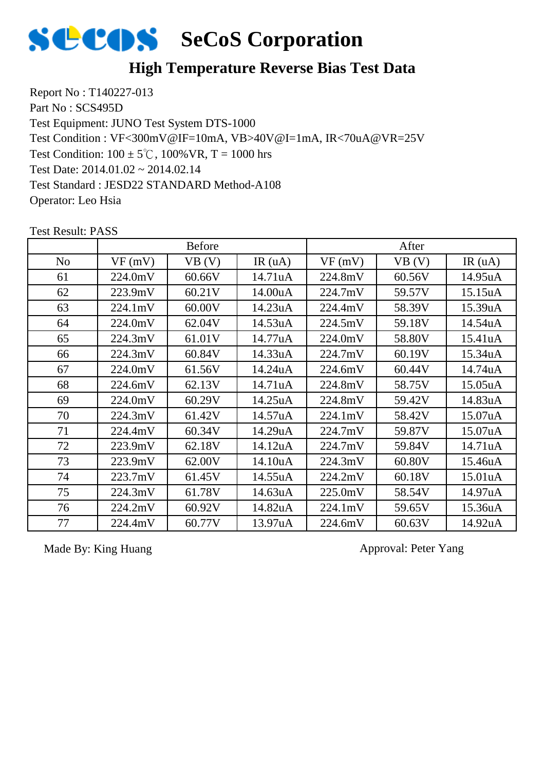# SeCoS Corporation

## High Temperature Reverse Bias Test Data

Report No : T140227-013
Part No : SCS495D
Test Equipment: JUNO Test System DTS-1000
Test Condition : VF<300mV@IF=10mA, VB>40V@I=1mA, IR<70uA@VR=25V
Test Condition: 100 ± 5℃, 100%VR, T = 1000 hrs
Test Date: 2014.01.02 ~ 2014.02.14
Test Standard : JESD22 STANDARD Method-A108
Operator: Leo Hsia

Test Result: PASS

| | Before | | | After | | |
|---|---|---|---|---|---|---|
| No | VF (mV) | VB (V) | IR (uA) | VF (mV) | VB (V) | IR (uA) |
| 61 | 224.0mV | 60.66V | 14.71uA | 224.8mV | 60.56V | 14.95uA |
| 62 | 223.9mV | 60.21V | 14.00uA | 224.7mV | 59.57V | 15.15uA |
| 63 | 224.1mV | 60.00V | 14.23uA | 224.4mV | 58.39V | 15.39uA |
| 64 | 224.0mV | 62.04V | 14.53uA | 224.5mV | 59.18V | 14.54uA |
| 65 | 224.3mV | 61.01V | 14.77uA | 224.0mV | 58.80V | 15.41uA |
| 66 | 224.3mV | 60.84V | 14.33uA | 224.7mV | 60.19V | 15.34uA |
| 67 | 224.0mV | 61.56V | 14.24uA | 224.6mV | 60.44V | 14.74uA |
| 68 | 224.6mV | 62.13V | 14.71uA | 224.8mV | 58.75V | 15.05uA |
| 69 | 224.0mV | 60.29V | 14.25uA | 224.8mV | 59.42V | 14.83uA |
| 70 | 224.3mV | 61.42V | 14.57uA | 224.1mV | 58.42V | 15.07uA |
| 71 | 224.4mV | 60.34V | 14.29uA | 224.7mV | 59.87V | 15.07uA |
| 72 | 223.9mV | 62.18V | 14.12uA | 224.7mV | 59.84V | 14.71uA |
| 73 | 223.9mV | 62.00V | 14.10uA | 224.3mV | 60.80V | 15.46uA |
| 74 | 223.7mV | 61.45V | 14.55uA | 224.2mV | 60.18V | 15.01uA |
| 75 | 224.3mV | 61.78V | 14.63uA | 225.0mV | 58.54V | 14.97uA |
| 76 | 224.2mV | 60.92V | 14.82uA | 224.1mV | 59.65V | 15.36uA |
| 77 | 224.4mV | 60.77V | 13.97uA | 224.6mV | 60.63V | 14.92uA |

Made By: King Huang

Approval: Peter Yang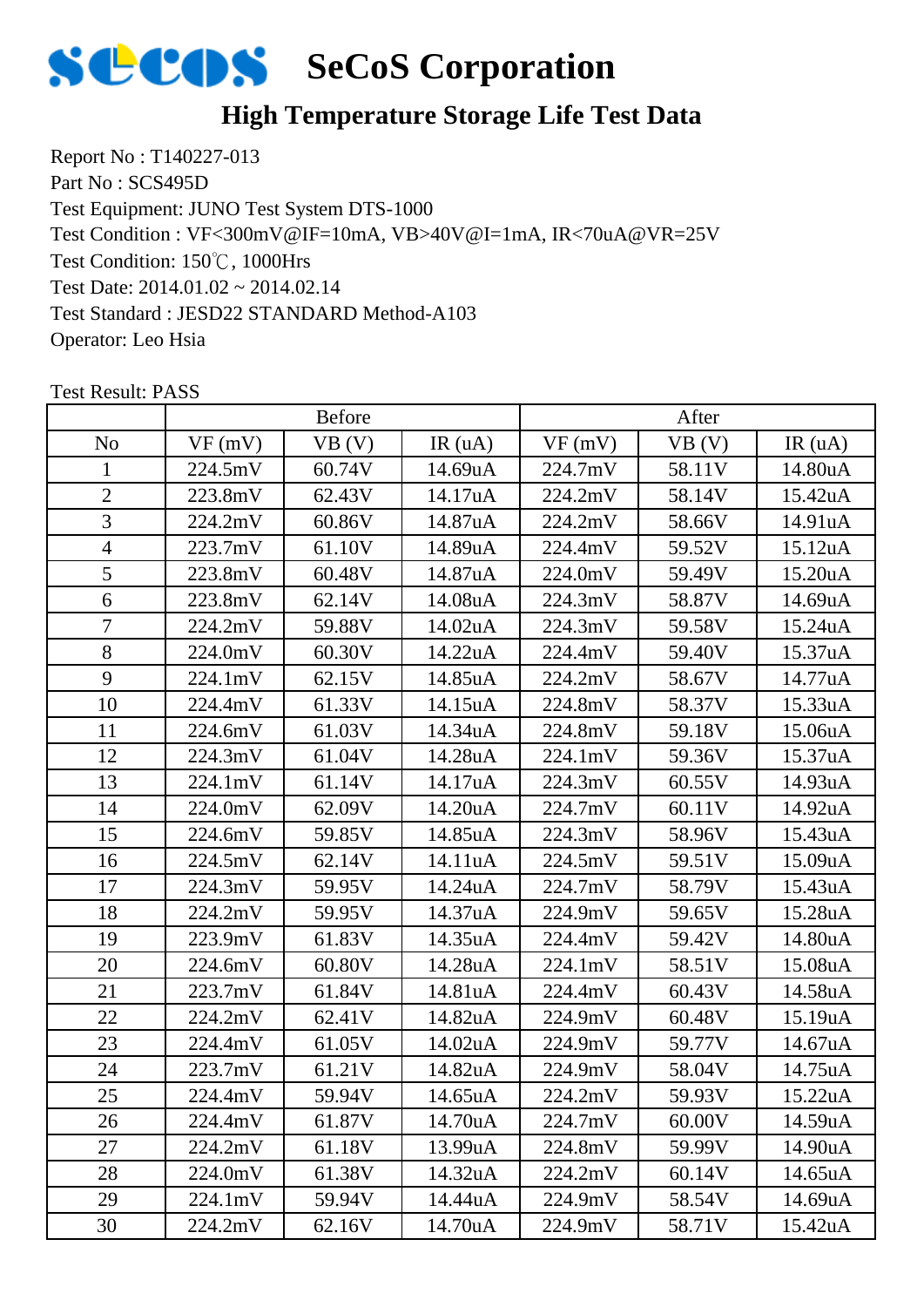# SeCoS Corporation

## High Temperature Storage Life Test Data

Report No : T140227-013
Part No : SCS495D
Test Equipment: JUNO Test System DTS-1000
Test Condition : VF<300mV@IF=10mA, VB>40V@I=1mA, IR<70uA@VR=25V
Test Condition: 150℃, 1000Hrs
Test Date: 2014.01.02 ~ 2014.02.14
Test Standard : JESD22 STANDARD Method-A103
Operator: Leo Hsia

Test Result: PASS

| | Before | | | After | | |
|---|---|---|---|---|---|---|
| No | VF (mV) | VB (V) | IR (uA) | VF (mV) | VB (V) | IR (uA) |
| 1 | 224.5mV | 60.74V | 14.69uA | 224.7mV | 58.11V | 14.80uA |
| 2 | 223.8mV | 62.43V | 14.17uA | 224.2mV | 58.14V | 15.42uA |
| 3 | 224.2mV | 60.86V | 14.87uA | 224.2mV | 58.66V | 14.91uA |
| 4 | 223.7mV | 61.10V | 14.89uA | 224.4mV | 59.52V | 15.12uA |
| 5 | 223.8mV | 60.48V | 14.87uA | 224.0mV | 59.49V | 15.20uA |
| 6 | 223.8mV | 62.14V | 14.08uA | 224.3mV | 58.87V | 14.69uA |
| 7 | 224.2mV | 59.88V | 14.02uA | 224.3mV | 59.58V | 15.24uA |
| 8 | 224.0mV | 60.30V | 14.22uA | 224.4mV | 59.40V | 15.37uA |
| 9 | 224.1mV | 62.15V | 14.85uA | 224.2mV | 58.67V | 14.77uA |
| 10 | 224.4mV | 61.33V | 14.15uA | 224.8mV | 58.37V | 15.33uA |
| 11 | 224.6mV | 61.03V | 14.34uA | 224.8mV | 59.18V | 15.06uA |
| 12 | 224.3mV | 61.04V | 14.28uA | 224.1mV | 59.36V | 15.37uA |
| 13 | 224.1mV | 61.14V | 14.17uA | 224.3mV | 60.55V | 14.93uA |
| 14 | 224.0mV | 62.09V | 14.20uA | 224.7mV | 60.11V | 14.92uA |
| 15 | 224.6mV | 59.85V | 14.85uA | 224.3mV | 58.96V | 15.43uA |
| 16 | 224.5mV | 62.14V | 14.11uA | 224.5mV | 59.51V | 15.09uA |
| 17 | 224.3mV | 59.95V | 14.24uA | 224.7mV | 58.79V | 15.43uA |
| 18 | 224.2mV | 59.95V | 14.37uA | 224.9mV | 59.65V | 15.28uA |
| 19 | 223.9mV | 61.83V | 14.35uA | 224.4mV | 59.42V | 14.80uA |
| 20 | 224.6mV | 60.80V | 14.28uA | 224.1mV | 58.51V | 15.08uA |
| 21 | 223.7mV | 61.84V | 14.81uA | 224.4mV | 60.43V | 14.58uA |
| 22 | 224.2mV | 62.41V | 14.82uA | 224.9mV | 60.48V | 15.19uA |
| 23 | 224.4mV | 61.05V | 14.02uA | 224.9mV | 59.77V | 14.67uA |
| 24 | 223.7mV | 61.21V | 14.82uA | 224.9mV | 58.04V | 14.75uA |
| 25 | 224.4mV | 59.94V | 14.65uA | 224.2mV | 59.93V | 15.22uA |
| 26 | 224.4mV | 61.87V | 14.70uA | 224.7mV | 60.00V | 14.59uA |
| 27 | 224.2mV | 61.18V | 13.99uA | 224.8mV | 59.99V | 14.90uA |
| 28 | 224.0mV | 61.38V | 14.32uA | 224.2mV | 60.14V | 14.65uA |
| 29 | 224.1mV | 59.94V | 14.44uA | 224.9mV | 58.54V | 14.69uA |
| 30 | 224.2mV | 62.16V | 14.70uA | 224.9mV | 58.71V | 15.42uA |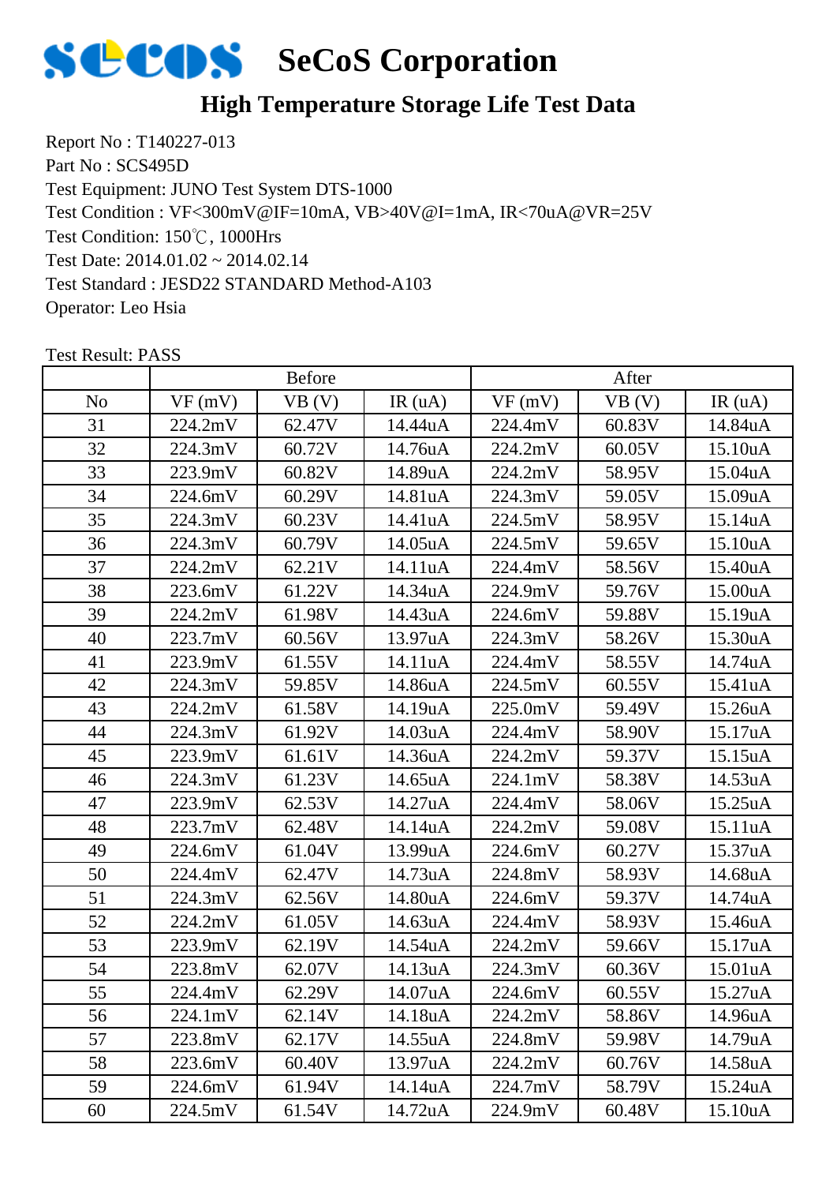# SeCoS Corporation

## High Temperature Storage Life Test Data

Report No : T140227-013
Part No : SCS495D
Test Equipment: JUNO Test System DTS-1000
Test Condition : VF<300mV@IF=10mA, VB>40V@I=1mA, IR<70uA@VR=25V
Test Condition: 150℃, 1000Hrs
Test Date: 2014.01.02 ~ 2014.02.14
Test Standard : JESD22 STANDARD Method-A103
Operator: Leo Hsia

Test Result: PASS

| | Before | | | After | | |
|---|---|---|---|---|---|---|
| No | VF (mV) | VB (V) | IR (uA) | VF (mV) | VB (V) | IR (uA) |
| 31 | 224.2mV | 62.47V | 14.44uA | 224.4mV | 60.83V | 14.84uA |
| 32 | 224.3mV | 60.72V | 14.76uA | 224.2mV | 60.05V | 15.10uA |
| 33 | 223.9mV | 60.82V | 14.89uA | 224.2mV | 58.95V | 15.04uA |
| 34 | 224.6mV | 60.29V | 14.81uA | 224.3mV | 59.05V | 15.09uA |
| 35 | 224.3mV | 60.23V | 14.41uA | 224.5mV | 58.95V | 15.14uA |
| 36 | 224.3mV | 60.79V | 14.05uA | 224.5mV | 59.65V | 15.10uA |
| 37 | 224.2mV | 62.21V | 14.11uA | 224.4mV | 58.56V | 15.40uA |
| 38 | 223.6mV | 61.22V | 14.34uA | 224.9mV | 59.76V | 15.00uA |
| 39 | 224.2mV | 61.98V | 14.43uA | 224.6mV | 59.88V | 15.19uA |
| 40 | 223.7mV | 60.56V | 13.97uA | 224.3mV | 58.26V | 15.30uA |
| 41 | 223.9mV | 61.55V | 14.11uA | 224.4mV | 58.55V | 14.74uA |
| 42 | 224.3mV | 59.85V | 14.86uA | 224.5mV | 60.55V | 15.41uA |
| 43 | 224.2mV | 61.58V | 14.19uA | 225.0mV | 59.49V | 15.26uA |
| 44 | 224.3mV | 61.92V | 14.03uA | 224.4mV | 58.90V | 15.17uA |
| 45 | 223.9mV | 61.61V | 14.36uA | 224.2mV | 59.37V | 15.15uA |
| 46 | 224.3mV | 61.23V | 14.65uA | 224.1mV | 58.38V | 14.53uA |
| 47 | 223.9mV | 62.53V | 14.27uA | 224.4mV | 58.06V | 15.25uA |
| 48 | 223.7mV | 62.48V | 14.14uA | 224.2mV | 59.08V | 15.11uA |
| 49 | 224.6mV | 61.04V | 13.99uA | 224.6mV | 60.27V | 15.37uA |
| 50 | 224.4mV | 62.47V | 14.73uA | 224.8mV | 58.93V | 14.68uA |
| 51 | 224.3mV | 62.56V | 14.80uA | 224.6mV | 59.37V | 14.74uA |
| 52 | 224.2mV | 61.05V | 14.63uA | 224.4mV | 58.93V | 15.46uA |
| 53 | 223.9mV | 62.19V | 14.54uA | 224.2mV | 59.66V | 15.17uA |
| 54 | 223.8mV | 62.07V | 14.13uA | 224.3mV | 60.36V | 15.01uA |
| 55 | 224.4mV | 62.29V | 14.07uA | 224.6mV | 60.55V | 15.27uA |
| 56 | 224.1mV | 62.14V | 14.18uA | 224.2mV | 58.86V | 14.96uA |
| 57 | 223.8mV | 62.17V | 14.55uA | 224.8mV | 59.98V | 14.79uA |
| 58 | 223.6mV | 60.40V | 13.97uA | 224.2mV | 60.76V | 14.58uA |
| 59 | 224.6mV | 61.94V | 14.14uA | 224.7mV | 58.79V | 15.24uA |
| 60 | 224.5mV | 61.54V | 14.72uA | 224.9mV | 60.48V | 15.10uA |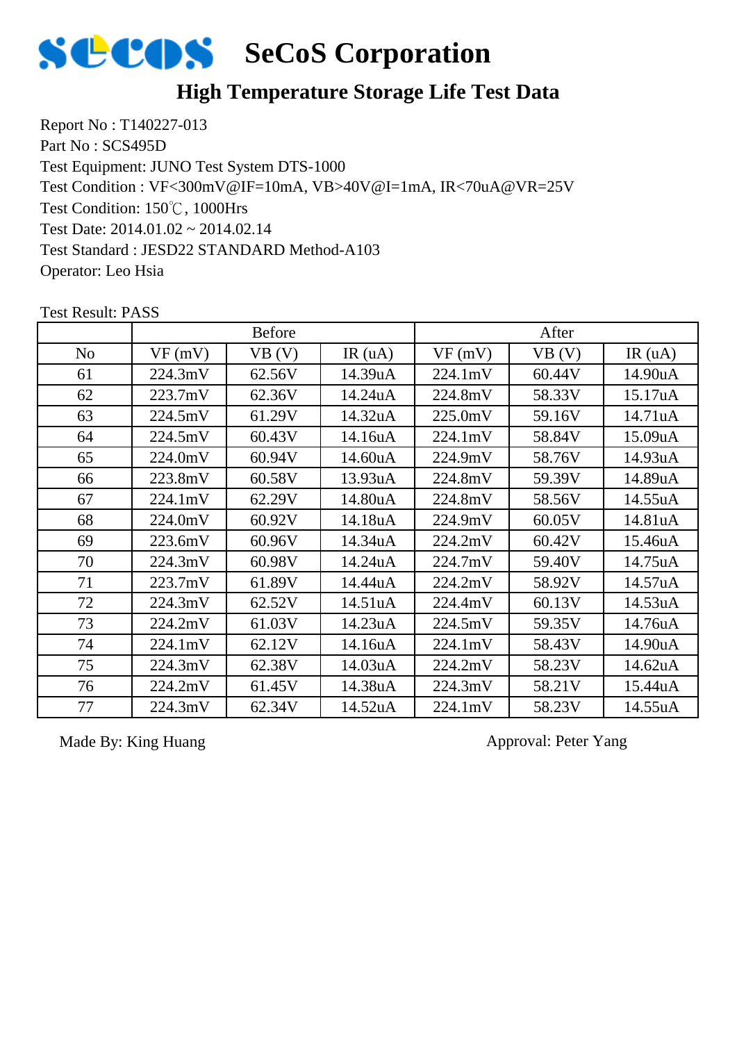# SeCoS Corporation

## High Temperature Storage Life Test Data

Report No : T140227-013
Part No : SCS495D
Test Equipment: JUNO Test System DTS-1000
Test Condition : VF<300mV@IF=10mA, VB>40V@I=1mA, IR<70uA@VR=25V
Test Condition: 150℃, 1000Hrs
Test Date: 2014.01.02 ~ 2014.02.14
Test Standard : JESD22 STANDARD Method-A103
Operator: Leo Hsia

Test Result: PASS

| | Before | | | After | | |
|---|---|---|---|---|---|---|
| No | VF (mV) | VB (V) | IR (uA) | VF (mV) | VB (V) | IR (uA) |
| 61 | 224.3mV | 62.56V | 14.39uA | 224.1mV | 60.44V | 14.90uA |
| 62 | 223.7mV | 62.36V | 14.24uA | 224.8mV | 58.33V | 15.17uA |
| 63 | 224.5mV | 61.29V | 14.32uA | 225.0mV | 59.16V | 14.71uA |
| 64 | 224.5mV | 60.43V | 14.16uA | 224.1mV | 58.84V | 15.09uA |
| 65 | 224.0mV | 60.94V | 14.60uA | 224.9mV | 58.76V | 14.93uA |
| 66 | 223.8mV | 60.58V | 13.93uA | 224.8mV | 59.39V | 14.89uA |
| 67 | 224.1mV | 62.29V | 14.80uA | 224.8mV | 58.56V | 14.55uA |
| 68 | 224.0mV | 60.92V | 14.18uA | 224.9mV | 60.05V | 14.81uA |
| 69 | 223.6mV | 60.96V | 14.34uA | 224.2mV | 60.42V | 15.46uA |
| 70 | 224.3mV | 60.98V | 14.24uA | 224.7mV | 59.40V | 14.75uA |
| 71 | 223.7mV | 61.89V | 14.44uA | 224.2mV | 58.92V | 14.57uA |
| 72 | 224.3mV | 62.52V | 14.51uA | 224.4mV | 60.13V | 14.53uA |
| 73 | 224.2mV | 61.03V | 14.23uA | 224.5mV | 59.35V | 14.76uA |
| 74 | 224.1mV | 62.12V | 14.16uA | 224.1mV | 58.43V | 14.90uA |
| 75 | 224.3mV | 62.38V | 14.03uA | 224.2mV | 58.23V | 14.62uA |
| 76 | 224.2mV | 61.45V | 14.38uA | 224.3mV | 58.21V | 15.44uA |
| 77 | 224.3mV | 62.34V | 14.52uA | 224.1mV | 58.23V | 14.55uA |

Made By: King Huang

Approval: Peter Yang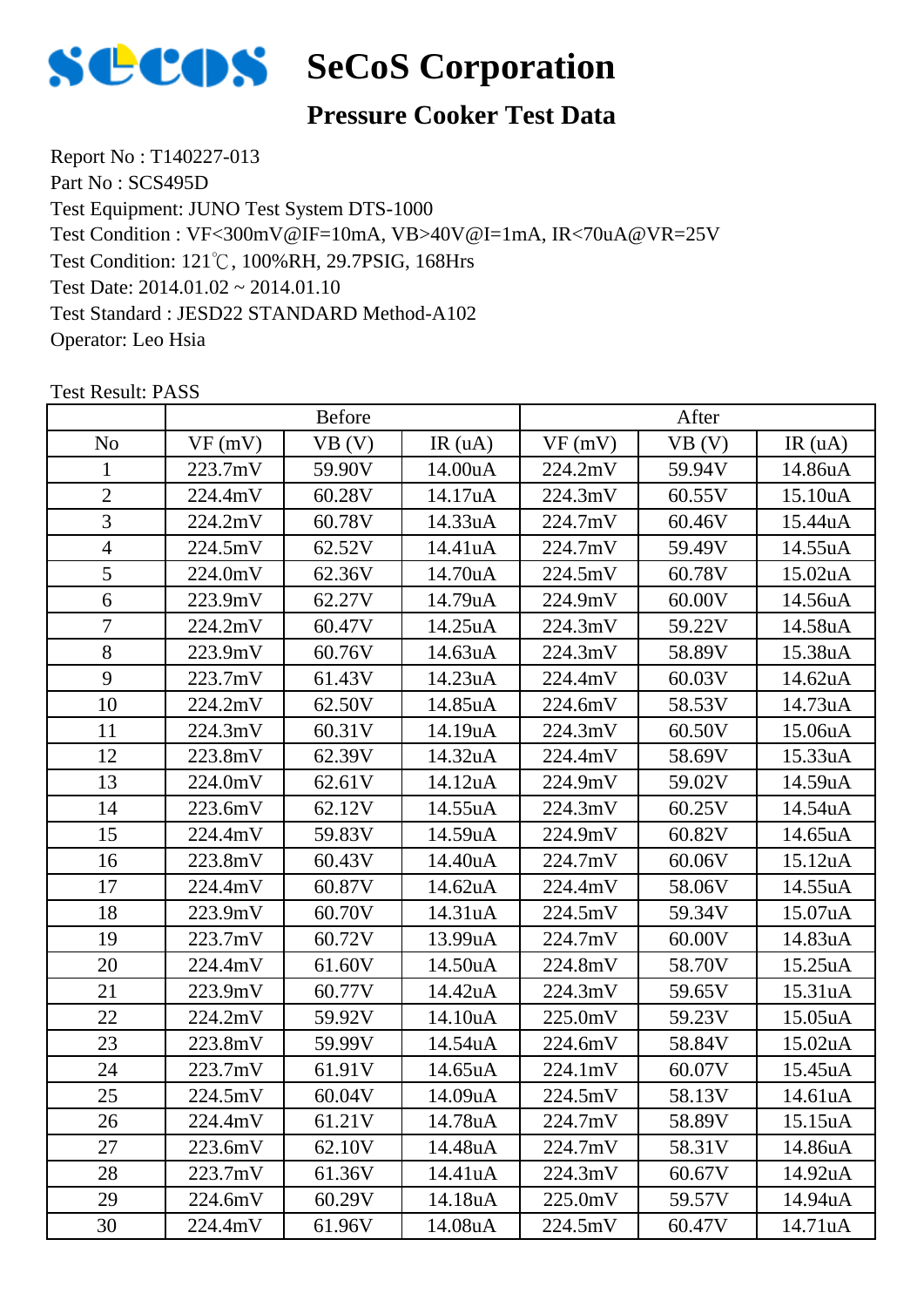# SeCoS Corporation

## Pressure Cooker Test Data

Report No : T140227-013
Part No : SCS495D
Test Equipment: JUNO Test System DTS-1000
Test Condition : VF<300mV@IF=10mA, VB>40V@I=1mA, IR<70uA@VR=25V
Test Condition: 121℃, 100%RH, 29.7PSIG, 168Hrs
Test Date: 2014.01.02 ~ 2014.01.10
Test Standard : JESD22 STANDARD Method-A102
Operator: Leo Hsia

Test Result: PASS

| | Before | | | After | | |
|---|---|---|---|---|---|---|
| No | VF (mV) | VB (V) | IR (uA) | VF (mV) | VB (V) | IR (uA) |
| 1 | 223.7mV | 59.90V | 14.00uA | 224.2mV | 59.94V | 14.86uA |
| 2 | 224.4mV | 60.28V | 14.17uA | 224.3mV | 60.55V | 15.10uA |
| 3 | 224.2mV | 60.78V | 14.33uA | 224.7mV | 60.46V | 15.44uA |
| 4 | 224.5mV | 62.52V | 14.41uA | 224.7mV | 59.49V | 14.55uA |
| 5 | 224.0mV | 62.36V | 14.70uA | 224.5mV | 60.78V | 15.02uA |
| 6 | 223.9mV | 62.27V | 14.79uA | 224.9mV | 60.00V | 14.56uA |
| 7 | 224.2mV | 60.47V | 14.25uA | 224.3mV | 59.22V | 14.58uA |
| 8 | 223.9mV | 60.76V | 14.63uA | 224.3mV | 58.89V | 15.38uA |
| 9 | 223.7mV | 61.43V | 14.23uA | 224.4mV | 60.03V | 14.62uA |
| 10 | 224.2mV | 62.50V | 14.85uA | 224.6mV | 58.53V | 14.73uA |
| 11 | 224.3mV | 60.31V | 14.19uA | 224.3mV | 60.50V | 15.06uA |
| 12 | 223.8mV | 62.39V | 14.32uA | 224.4mV | 58.69V | 15.33uA |
| 13 | 224.0mV | 62.61V | 14.12uA | 224.9mV | 59.02V | 14.59uA |
| 14 | 223.6mV | 62.12V | 14.55uA | 224.3mV | 60.25V | 14.54uA |
| 15 | 224.4mV | 59.83V | 14.59uA | 224.9mV | 60.82V | 14.65uA |
| 16 | 223.8mV | 60.43V | 14.40uA | 224.7mV | 60.06V | 15.12uA |
| 17 | 224.4mV | 60.87V | 14.62uA | 224.4mV | 58.06V | 14.55uA |
| 18 | 223.9mV | 60.70V | 14.31uA | 224.5mV | 59.34V | 15.07uA |
| 19 | 223.7mV | 60.72V | 13.99uA | 224.7mV | 60.00V | 14.83uA |
| 20 | 224.4mV | 61.60V | 14.50uA | 224.8mV | 58.70V | 15.25uA |
| 21 | 223.9mV | 60.77V | 14.42uA | 224.3mV | 59.65V | 15.31uA |
| 22 | 224.2mV | 59.92V | 14.10uA | 225.0mV | 59.23V | 15.05uA |
| 23 | 223.8mV | 59.99V | 14.54uA | 224.6mV | 58.84V | 15.02uA |
| 24 | 223.7mV | 61.91V | 14.65uA | 224.1mV | 60.07V | 15.45uA |
| 25 | 224.5mV | 60.04V | 14.09uA | 224.5mV | 58.13V | 14.61uA |
| 26 | 224.4mV | 61.21V | 14.78uA | 224.7mV | 58.89V | 15.15uA |
| 27 | 223.6mV | 62.10V | 14.48uA | 224.7mV | 58.31V | 14.86uA |
| 28 | 223.7mV | 61.36V | 14.41uA | 224.3mV | 60.67V | 14.92uA |
| 29 | 224.6mV | 60.29V | 14.18uA | 225.0mV | 59.57V | 14.94uA |
| 30 | 224.4mV | 61.96V | 14.08uA | 224.5mV | 60.47V | 14.71uA |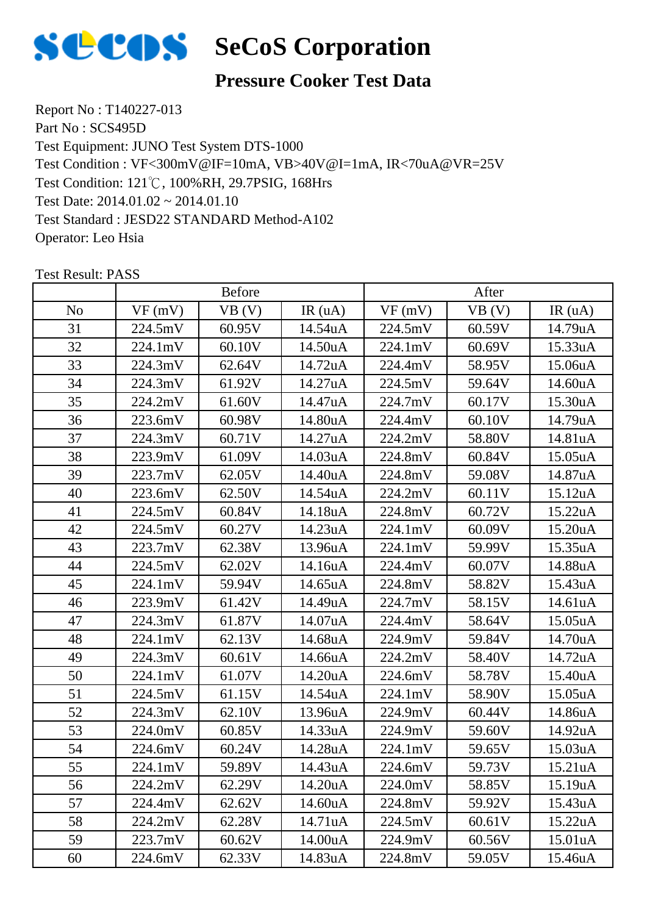# SeCoS Corporation

## Pressure Cooker Test Data

Report No : T140227-013
Part No : SCS495D
Test Equipment: JUNO Test System DTS-1000
Test Condition : VF<300mV@IF=10mA, VB>40V@I=1mA, IR<70uA@VR=25V
Test Condition: 121℃, 100%RH, 29.7PSIG, 168Hrs
Test Date: 2014.01.02 ~ 2014.01.10
Test Standard : JESD22 STANDARD Method-A102
Operator: Leo Hsia

Test Result: PASS

| | Before | | | After | | |
|---|---|---|---|---|---|---|
| No | VF (mV) | VB (V) | IR (uA) | VF (mV) | VB (V) | IR (uA) |
| 31 | 224.5mV | 60.95V | 14.54uA | 224.5mV | 60.59V | 14.79uA |
| 32 | 224.1mV | 60.10V | 14.50uA | 224.1mV | 60.69V | 15.33uA |
| 33 | 224.3mV | 62.64V | 14.72uA | 224.4mV | 58.95V | 15.06uA |
| 34 | 224.3mV | 61.92V | 14.27uA | 224.5mV | 59.64V | 14.60uA |
| 35 | 224.2mV | 61.60V | 14.47uA | 224.7mV | 60.17V | 15.30uA |
| 36 | 223.6mV | 60.98V | 14.80uA | 224.4mV | 60.10V | 14.79uA |
| 37 | 224.3mV | 60.71V | 14.27uA | 224.2mV | 58.80V | 14.81uA |
| 38 | 223.9mV | 61.09V | 14.03uA | 224.8mV | 60.84V | 15.05uA |
| 39 | 223.7mV | 62.05V | 14.40uA | 224.8mV | 59.08V | 14.87uA |
| 40 | 223.6mV | 62.50V | 14.54uA | 224.2mV | 60.11V | 15.12uA |
| 41 | 224.5mV | 60.84V | 14.18uA | 224.8mV | 60.72V | 15.22uA |
| 42 | 224.5mV | 60.27V | 14.23uA | 224.1mV | 60.09V | 15.20uA |
| 43 | 223.7mV | 62.38V | 13.96uA | 224.1mV | 59.99V | 15.35uA |
| 44 | 224.5mV | 62.02V | 14.16uA | 224.4mV | 60.07V | 14.88uA |
| 45 | 224.1mV | 59.94V | 14.65uA | 224.8mV | 58.82V | 15.43uA |
| 46 | 223.9mV | 61.42V | 14.49uA | 224.7mV | 58.15V | 14.61uA |
| 47 | 224.3mV | 61.87V | 14.07uA | 224.4mV | 58.64V | 15.05uA |
| 48 | 224.1mV | 62.13V | 14.68uA | 224.9mV | 59.84V | 14.70uA |
| 49 | 224.3mV | 60.61V | 14.66uA | 224.2mV | 58.40V | 14.72uA |
| 50 | 224.1mV | 61.07V | 14.20uA | 224.6mV | 58.78V | 15.40uA |
| 51 | 224.5mV | 61.15V | 14.54uA | 224.1mV | 58.90V | 15.05uA |
| 52 | 224.3mV | 62.10V | 13.96uA | 224.9mV | 60.44V | 14.86uA |
| 53 | 224.0mV | 60.85V | 14.33uA | 224.9mV | 59.60V | 14.92uA |
| 54 | 224.6mV | 60.24V | 14.28uA | 224.1mV | 59.65V | 15.03uA |
| 55 | 224.1mV | 59.89V | 14.43uA | 224.6mV | 59.73V | 15.21uA |
| 56 | 224.2mV | 62.29V | 14.20uA | 224.0mV | 58.85V | 15.19uA |
| 57 | 224.4mV | 62.62V | 14.60uA | 224.8mV | 59.92V | 15.43uA |
| 58 | 224.2mV | 62.28V | 14.71uA | 224.5mV | 60.61V | 15.22uA |
| 59 | 223.7mV | 60.62V | 14.00uA | 224.9mV | 60.56V | 15.01uA |
| 60 | 224.6mV | 62.33V | 14.83uA | 224.8mV | 59.05V | 15.46uA |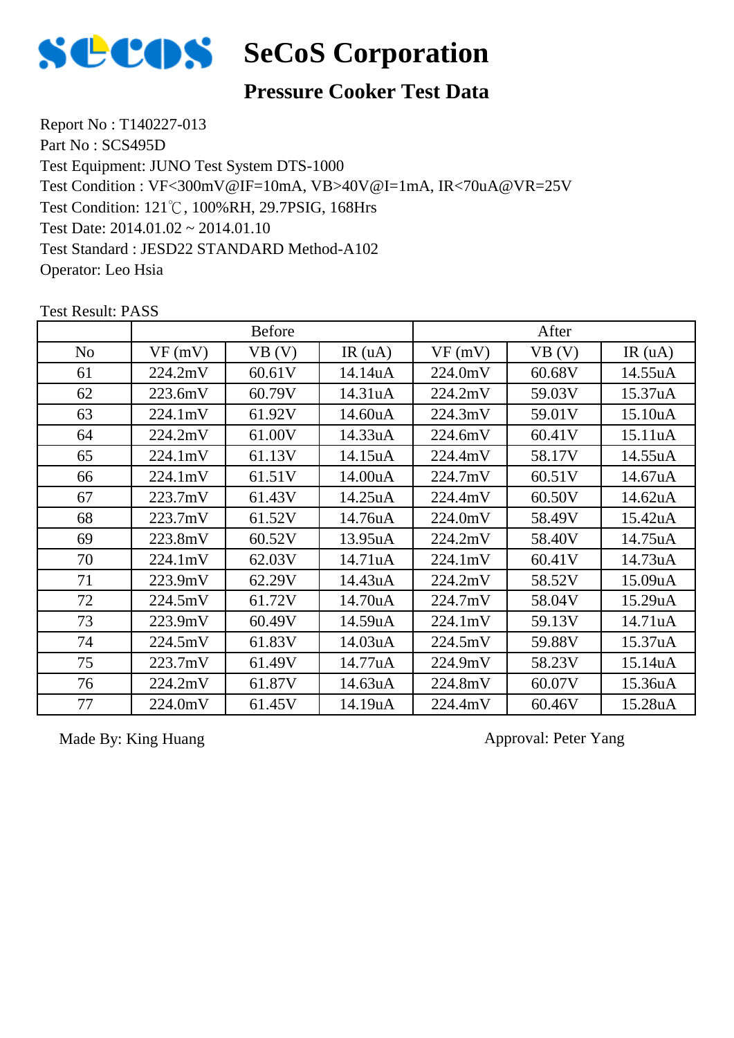# SeCoS Corporation

## Pressure Cooker Test Data

Report No : T140227-013
Part No : SCS495D
Test Equipment: JUNO Test System DTS-1000
Test Condition : VF<300mV@IF=10mA, VB>40V@I=1mA, IR<70uA@VR=25V
Test Condition: 121℃, 100%RH, 29.7PSIG, 168Hrs
Test Date: 2014.01.02 ~ 2014.01.10
Test Standard : JESD22 STANDARD Method-A102
Operator: Leo Hsia

Test Result: PASS

| | Before | | | After | | |
|---|---|---|---|---|---|---|
| No | VF (mV) | VB (V) | IR (uA) | VF (mV) | VB (V) | IR (uA) |
| 61 | 224.2mV | 60.61V | 14.14uA | 224.0mV | 60.68V | 14.55uA |
| 62 | 223.6mV | 60.79V | 14.31uA | 224.2mV | 59.03V | 15.37uA |
| 63 | 224.1mV | 61.92V | 14.60uA | 224.3mV | 59.01V | 15.10uA |
| 64 | 224.2mV | 61.00V | 14.33uA | 224.6mV | 60.41V | 15.11uA |
| 65 | 224.1mV | 61.13V | 14.15uA | 224.4mV | 58.17V | 14.55uA |
| 66 | 224.1mV | 61.51V | 14.00uA | 224.7mV | 60.51V | 14.67uA |
| 67 | 223.7mV | 61.43V | 14.25uA | 224.4mV | 60.50V | 14.62uA |
| 68 | 223.7mV | 61.52V | 14.76uA | 224.0mV | 58.49V | 15.42uA |
| 69 | 223.8mV | 60.52V | 13.95uA | 224.2mV | 58.40V | 14.75uA |
| 70 | 224.1mV | 62.03V | 14.71uA | 224.1mV | 60.41V | 14.73uA |
| 71 | 223.9mV | 62.29V | 14.43uA | 224.2mV | 58.52V | 15.09uA |
| 72 | 224.5mV | 61.72V | 14.70uA | 224.7mV | 58.04V | 15.29uA |
| 73 | 223.9mV | 60.49V | 14.59uA | 224.1mV | 59.13V | 14.71uA |
| 74 | 224.5mV | 61.83V | 14.03uA | 224.5mV | 59.88V | 15.37uA |
| 75 | 223.7mV | 61.49V | 14.77uA | 224.9mV | 58.23V | 15.14uA |
| 76 | 224.2mV | 61.87V | 14.63uA | 224.8mV | 60.07V | 15.36uA |
| 77 | 224.0mV | 61.45V | 14.19uA | 224.4mV | 60.46V | 15.28uA |

Made By: King Huang

Approval: Peter Yang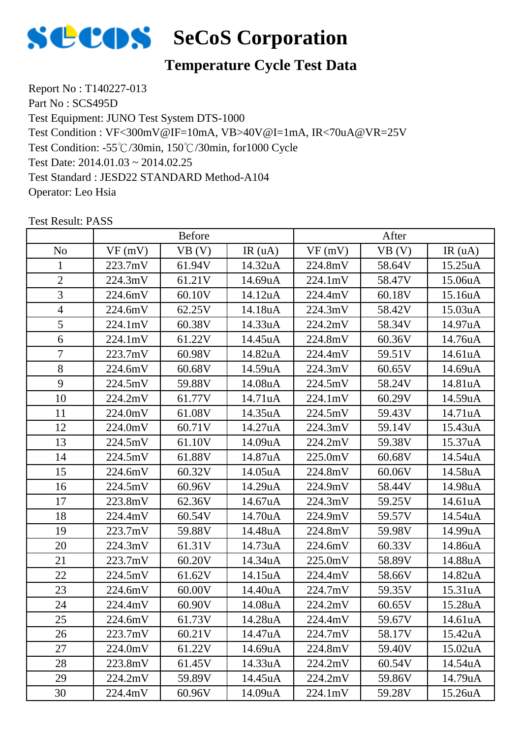# SeCoS Corporation

## Temperature Cycle Test Data

Report No : T140227-013
Part No : SCS495D
Test Equipment: JUNO Test System DTS-1000
Test Condition : VF<300mV@IF=10mA, VB>40V@I=1mA, IR<70uA@VR=25V
Test Condition: -55℃/30min, 150℃/30min, for1000 Cycle
Test Date: 2014.01.03 ~ 2014.02.25
Test Standard : JESD22 STANDARD Method-A104
Operator: Leo Hsia

Test Result: PASS

| | Before | | | After | | |
|---|---|---|---|---|---|---|
| No | VF (mV) | VB (V) | IR (uA) | VF (mV) | VB (V) | IR (uA) |
| 1 | 223.7mV | 61.94V | 14.32uA | 224.8mV | 58.64V | 15.25uA |
| 2 | 224.3mV | 61.21V | 14.69uA | 224.1mV | 58.47V | 15.06uA |
| 3 | 224.6mV | 60.10V | 14.12uA | 224.4mV | 60.18V | 15.16uA |
| 4 | 224.6mV | 62.25V | 14.18uA | 224.3mV | 58.42V | 15.03uA |
| 5 | 224.1mV | 60.38V | 14.33uA | 224.2mV | 58.34V | 14.97uA |
| 6 | 224.1mV | 61.22V | 14.45uA | 224.8mV | 60.36V | 14.76uA |
| 7 | 223.7mV | 60.98V | 14.82uA | 224.4mV | 59.51V | 14.61uA |
| 8 | 224.6mV | 60.68V | 14.59uA | 224.3mV | 60.65V | 14.69uA |
| 9 | 224.5mV | 59.88V | 14.08uA | 224.5mV | 58.24V | 14.81uA |
| 10 | 224.2mV | 61.77V | 14.71uA | 224.1mV | 60.29V | 14.59uA |
| 11 | 224.0mV | 61.08V | 14.35uA | 224.5mV | 59.43V | 14.71uA |
| 12 | 224.0mV | 60.71V | 14.27uA | 224.3mV | 59.14V | 15.43uA |
| 13 | 224.5mV | 61.10V | 14.09uA | 224.2mV | 59.38V | 15.37uA |
| 14 | 224.5mV | 61.88V | 14.87uA | 225.0mV | 60.68V | 14.54uA |
| 15 | 224.6mV | 60.32V | 14.05uA | 224.8mV | 60.06V | 14.58uA |
| 16 | 224.5mV | 60.96V | 14.29uA | 224.9mV | 58.44V | 14.98uA |
| 17 | 223.8mV | 62.36V | 14.67uA | 224.3mV | 59.25V | 14.61uA |
| 18 | 224.4mV | 60.54V | 14.70uA | 224.9mV | 59.57V | 14.54uA |
| 19 | 223.7mV | 59.88V | 14.48uA | 224.8mV | 59.98V | 14.99uA |
| 20 | 224.3mV | 61.31V | 14.73uA | 224.6mV | 60.33V | 14.86uA |
| 21 | 223.7mV | 60.20V | 14.34uA | 225.0mV | 58.89V | 14.88uA |
| 22 | 224.5mV | 61.62V | 14.15uA | 224.4mV | 58.66V | 14.82uA |
| 23 | 224.6mV | 60.00V | 14.40uA | 224.7mV | 59.35V | 15.31uA |
| 24 | 224.4mV | 60.90V | 14.08uA | 224.2mV | 60.65V | 15.28uA |
| 25 | 224.6mV | 61.73V | 14.28uA | 224.4mV | 59.67V | 14.61uA |
| 26 | 223.7mV | 60.21V | 14.47uA | 224.7mV | 58.17V | 15.42uA |
| 27 | 224.0mV | 61.22V | 14.69uA | 224.8mV | 59.40V | 15.02uA |
| 28 | 223.8mV | 61.45V | 14.33uA | 224.2mV | 60.54V | 14.54uA |
| 29 | 224.2mV | 59.89V | 14.45uA | 224.2mV | 59.86V | 14.79uA |
| 30 | 224.4mV | 60.96V | 14.09uA | 224.1mV | 59.28V | 15.26uA |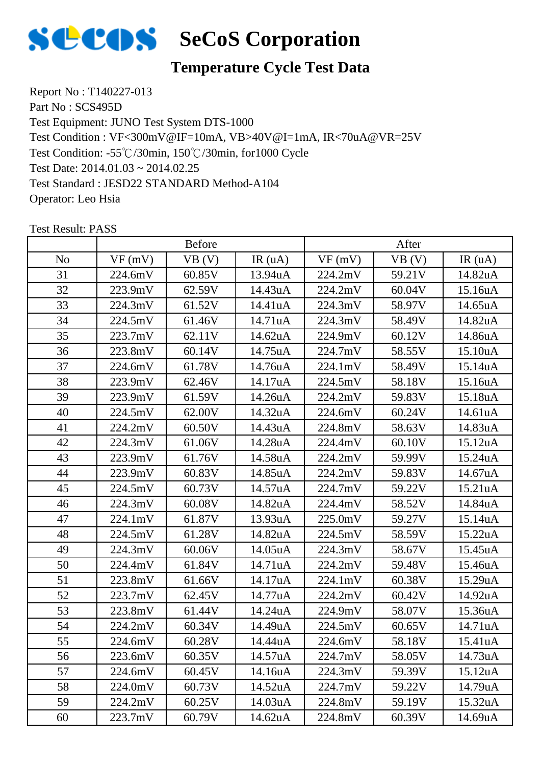# SeCoS Corporation

## Temperature Cycle Test Data

Report No : T140227-013
Part No : SCS495D
Test Equipment: JUNO Test System DTS-1000
Test Condition : VF<300mV@IF=10mA, VB>40V@I=1mA, IR<70uA@VR=25V
Test Condition: -55℃/30min, 150℃/30min, for1000 Cycle
Test Date: 2014.01.03 ~ 2014.02.25
Test Standard : JESD22 STANDARD Method-A104
Operator: Leo Hsia

Test Result: PASS

| | Before | | | After | | |
|---|---|---|---|---|---|---|
| No | VF (mV) | VB (V) | IR (uA) | VF (mV) | VB (V) | IR (uA) |
| 31 | 224.6mV | 60.85V | 13.94uA | 224.2mV | 59.21V | 14.82uA |
| 32 | 223.9mV | 62.59V | 14.43uA | 224.2mV | 60.04V | 15.16uA |
| 33 | 224.3mV | 61.52V | 14.41uA | 224.3mV | 58.97V | 14.65uA |
| 34 | 224.5mV | 61.46V | 14.71uA | 224.3mV | 58.49V | 14.82uA |
| 35 | 223.7mV | 62.11V | 14.62uA | 224.9mV | 60.12V | 14.86uA |
| 36 | 223.8mV | 60.14V | 14.75uA | 224.7mV | 58.55V | 15.10uA |
| 37 | 224.6mV | 61.78V | 14.76uA | 224.1mV | 58.49V | 15.14uA |
| 38 | 223.9mV | 62.46V | 14.17uA | 224.5mV | 58.18V | 15.16uA |
| 39 | 223.9mV | 61.59V | 14.26uA | 224.2mV | 59.83V | 15.18uA |
| 40 | 224.5mV | 62.00V | 14.32uA | 224.6mV | 60.24V | 14.61uA |
| 41 | 224.2mV | 60.50V | 14.43uA | 224.8mV | 58.63V | 14.83uA |
| 42 | 224.3mV | 61.06V | 14.28uA | 224.4mV | 60.10V | 15.12uA |
| 43 | 223.9mV | 61.76V | 14.58uA | 224.2mV | 59.99V | 15.24uA |
| 44 | 223.9mV | 60.83V | 14.85uA | 224.2mV | 59.83V | 14.67uA |
| 45 | 224.5mV | 60.73V | 14.57uA | 224.7mV | 59.22V | 15.21uA |
| 46 | 224.3mV | 60.08V | 14.82uA | 224.4mV | 58.52V | 14.84uA |
| 47 | 224.1mV | 61.87V | 13.93uA | 225.0mV | 59.27V | 15.14uA |
| 48 | 224.5mV | 61.28V | 14.82uA | 224.5mV | 58.59V | 15.22uA |
| 49 | 224.3mV | 60.06V | 14.05uA | 224.3mV | 58.67V | 15.45uA |
| 50 | 224.4mV | 61.84V | 14.71uA | 224.2mV | 59.48V | 15.46uA |
| 51 | 223.8mV | 61.66V | 14.17uA | 224.1mV | 60.38V | 15.29uA |
| 52 | 223.7mV | 62.45V | 14.77uA | 224.2mV | 60.42V | 14.92uA |
| 53 | 223.8mV | 61.44V | 14.24uA | 224.9mV | 58.07V | 15.36uA |
| 54 | 224.2mV | 60.34V | 14.49uA | 224.5mV | 60.65V | 14.71uA |
| 55 | 224.6mV | 60.28V | 14.44uA | 224.6mV | 58.18V | 15.41uA |
| 56 | 223.6mV | 60.35V | 14.57uA | 224.7mV | 58.05V | 14.73uA |
| 57 | 224.6mV | 60.45V | 14.16uA | 224.3mV | 59.39V | 15.12uA |
| 58 | 224.0mV | 60.73V | 14.52uA | 224.7mV | 59.22V | 14.79uA |
| 59 | 224.2mV | 60.25V | 14.03uA | 224.8mV | 59.19V | 15.32uA |
| 60 | 223.7mV | 60.79V | 14.62uA | 224.8mV | 60.39V | 14.69uA |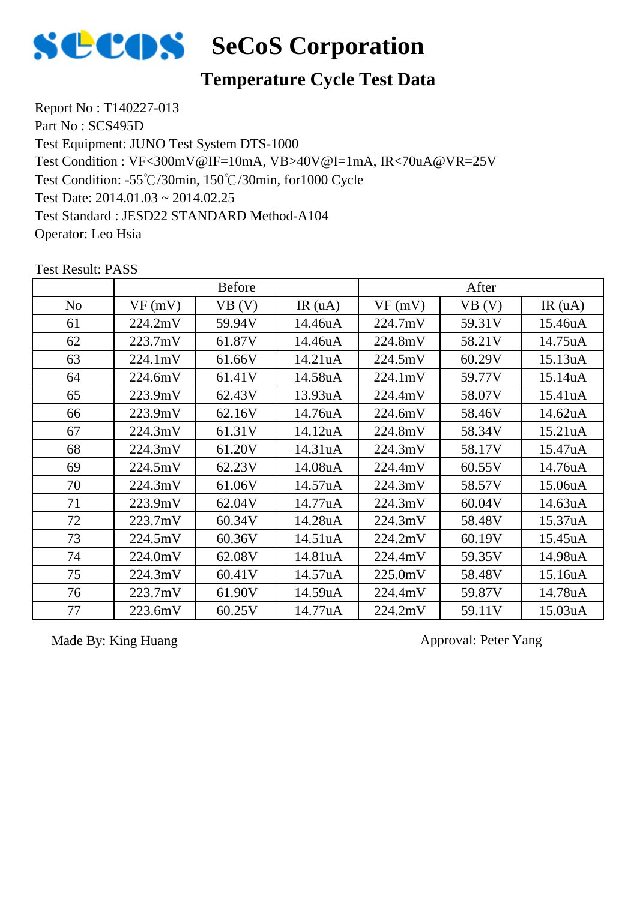# SeCoS Corporation

## Temperature Cycle Test Data

Report No : T140227-013
Part No : SCS495D
Test Equipment: JUNO Test System DTS-1000
Test Condition : VF<300mV@IF=10mA, VB>40V@I=1mA, IR<70uA@VR=25V
Test Condition: -55℃/30min, 150℃/30min, for1000 Cycle
Test Date: 2014.01.03 ~ 2014.02.25
Test Standard : JESD22 STANDARD Method-A104
Operator: Leo Hsia

Test Result: PASS

| | Before | | | After | | |
|---|---|---|---|---|---|---|
| No | VF (mV) | VB (V) | IR (uA) | VF (mV) | VB (V) | IR (uA) |
| 61 | 224.2mV | 59.94V | 14.46uA | 224.7mV | 59.31V | 15.46uA |
| 62 | 223.7mV | 61.87V | 14.46uA | 224.8mV | 58.21V | 14.75uA |
| 63 | 224.1mV | 61.66V | 14.21uA | 224.5mV | 60.29V | 15.13uA |
| 64 | 224.6mV | 61.41V | 14.58uA | 224.1mV | 59.77V | 15.14uA |
| 65 | 223.9mV | 62.43V | 13.93uA | 224.4mV | 58.07V | 15.41uA |
| 66 | 223.9mV | 62.16V | 14.76uA | 224.6mV | 58.46V | 14.62uA |
| 67 | 224.3mV | 61.31V | 14.12uA | 224.8mV | 58.34V | 15.21uA |
| 68 | 224.3mV | 61.20V | 14.31uA | 224.3mV | 58.17V | 15.47uA |
| 69 | 224.5mV | 62.23V | 14.08uA | 224.4mV | 60.55V | 14.76uA |
| 70 | 224.3mV | 61.06V | 14.57uA | 224.3mV | 58.57V | 15.06uA |
| 71 | 223.9mV | 62.04V | 14.77uA | 224.3mV | 60.04V | 14.63uA |
| 72 | 223.7mV | 60.34V | 14.28uA | 224.3mV | 58.48V | 15.37uA |
| 73 | 224.5mV | 60.36V | 14.51uA | 224.2mV | 60.19V | 15.45uA |
| 74 | 224.0mV | 62.08V | 14.81uA | 224.4mV | 59.35V | 14.98uA |
| 75 | 224.3mV | 60.41V | 14.57uA | 225.0mV | 58.48V | 15.16uA |
| 76 | 223.7mV | 61.90V | 14.59uA | 224.4mV | 59.87V | 14.78uA |
| 77 | 223.6mV | 60.25V | 14.77uA | 224.2mV | 59.11V | 15.03uA |

Made By: King Huang

Approval: Peter Yang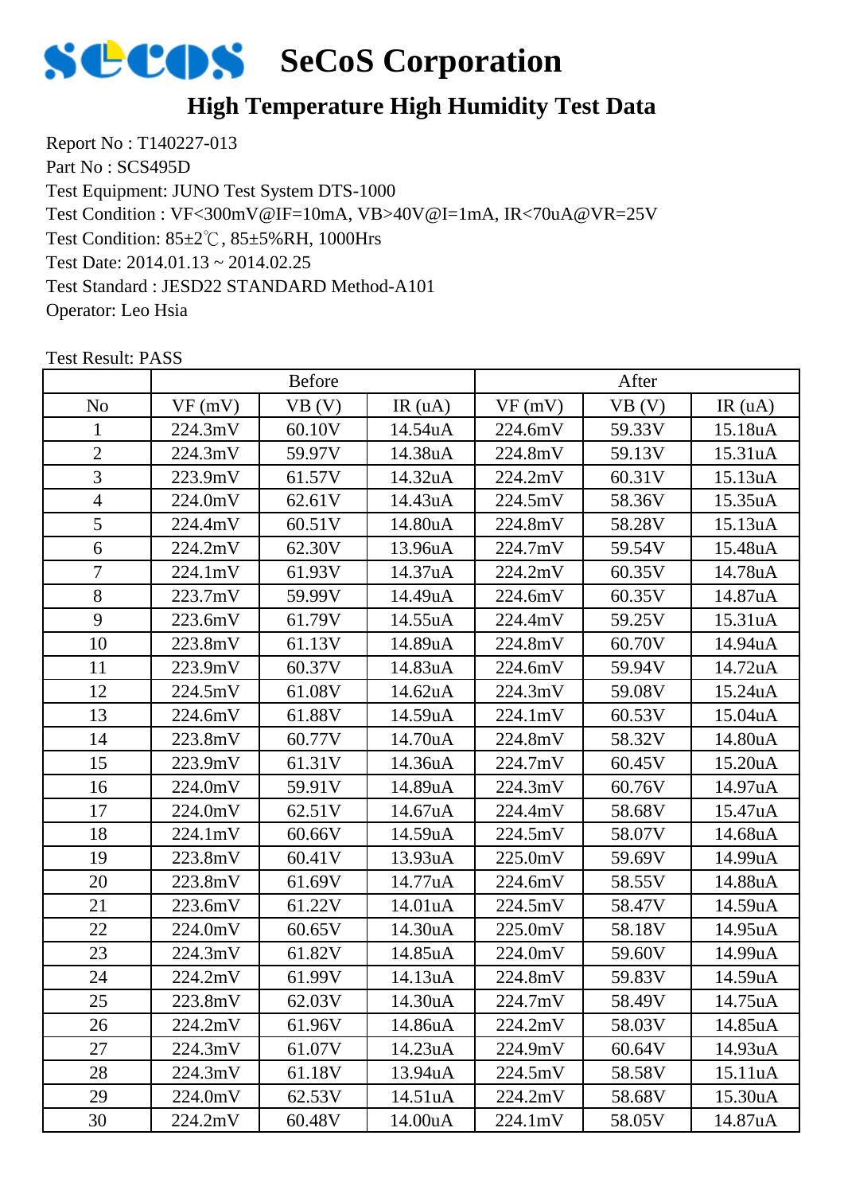# SeCoS Corporation

## High Temperature High Humidity Test Data

Report No : T140227-013
Part No : SCS495D
Test Equipment: JUNO Test System DTS-1000
Test Condition : VF<300mV@IF=10mA, VB>40V@I=1mA, IR<70uA@VR=25V
Test Condition: 85±2℃, 85±5%RH, 1000Hrs
Test Date: 2014.01.13 ~ 2014.02.25
Test Standard : JEDEC22 STANDARD Method-A101
Operator: Leo Hsia

Test Result: PASS

| | Before | | | After | | |
|---|---|---|---|---|---|---|
| No | VF (mV) | VB (V) | IR (uA) | VF (mV) | VB (V) | IR (uA) |
| 1 | 224.3mV | 60.10V | 14.54uA | 224.6mV | 59.33V | 15.18uA |
| 2 | 224.3mV | 59.97V | 14.38uA | 224.8mV | 59.13V | 15.31uA |
| 3 | 223.9mV | 61.57V | 14.32uA | 224.2mV | 60.31V | 15.13uA |
| 4 | 224.0mV | 62.61V | 14.43uA | 224.5mV | 58.36V | 15.35uA |
| 5 | 224.4mV | 60.51V | 14.80uA | 224.8mV | 58.28V | 15.13uA |
| 6 | 224.2mV | 62.30V | 13.96uA | 224.7mV | 59.54V | 15.48uA |
| 7 | 224.1mV | 61.93V | 14.37uA | 224.2mV | 60.35V | 14.78uA |
| 8 | 223.7mV | 59.99V | 14.49uA | 224.6mV | 60.35V | 14.87uA |
| 9 | 223.6mV | 61.79V | 14.55uA | 224.4mV | 59.25V | 15.31uA |
| 10 | 223.8mV | 61.13V | 14.89uA | 224.8mV | 60.70V | 14.94uA |
| 11 | 223.9mV | 60.37V | 14.83uA | 224.6mV | 59.94V | 14.72uA |
| 12 | 224.5mV | 61.08V | 14.62uA | 224.3mV | 59.08V | 15.24uA |
| 13 | 224.6mV | 61.88V | 14.59uA | 224.1mV | 60.53V | 15.04uA |
| 14 | 223.8mV | 60.77V | 14.70uA | 224.8mV | 58.32V | 14.80uA |
| 15 | 223.9mV | 61.31V | 14.36uA | 224.7mV | 60.45V | 15.20uA |
| 16 | 224.0mV | 59.91V | 14.89uA | 224.3mV | 60.76V | 14.97uA |
| 17 | 224.0mV | 62.51V | 14.67uA | 224.4mV | 58.68V | 15.47uA |
| 18 | 224.1mV | 60.66V | 14.59uA | 224.5mV | 58.07V | 14.68uA |
| 19 | 223.8mV | 60.41V | 13.93uA | 225.0mV | 59.69V | 14.99uA |
| 20 | 223.8mV | 61.69V | 14.77uA | 224.6mV | 58.55V | 14.88uA |
| 21 | 223.6mV | 61.22V | 14.01uA | 224.5mV | 58.47V | 14.59uA |
| 22 | 224.0mV | 60.65V | 14.30uA | 225.0mV | 58.18V | 14.95uA |
| 23 | 224.3mV | 61.82V | 14.85uA | 224.0mV | 59.60V | 14.99uA |
| 24 | 224.2mV | 61.99V | 14.13uA | 224.8mV | 59.83V | 14.59uA |
| 25 | 223.8mV | 62.03V | 14.30uA | 224.7mV | 58.49V | 14.75uA |
| 26 | 224.2mV | 61.96V | 14.86uA | 224.2mV | 58.03V | 14.85uA |
| 27 | 224.3mV | 61.07V | 14.23uA | 224.9mV | 60.64V | 14.93uA |
| 28 | 224.3mV | 61.18V | 13.94uA | 224.5mV | 58.58V | 15.11uA |
| 29 | 224.0mV | 62.53V | 14.51uA | 224.2mV | 58.68V | 15.30uA |
| 30 | 224.2mV | 60.48V | 14.00uA | 224.1mV | 58.05V | 14.87uA |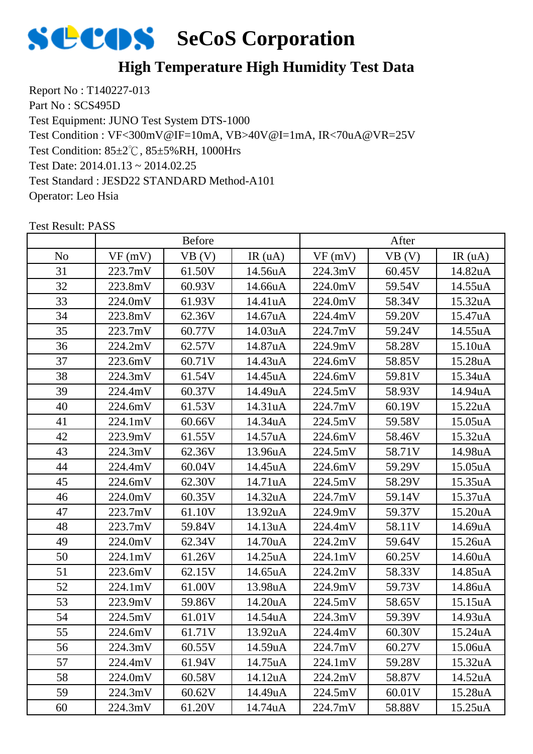# SeCoS Corporation

## High Temperature High Humidity Test Data

Report No : T140227-013
Part No : SCS495D
Test Equipment: JUNO Test System DTS-1000
Test Condition : VF<300mV@IF=10mA, VB>40V@I=1mA, IR<70uA@VR=25V
Test Condition: 85±2℃, 85±5%RH, 1000Hrs
Test Date: 2014.01.13 ~ 2014.02.25
Test Standard : JESD22 STANDARD Method-A101
Operator: Leo Hsia

Test Result: PASS

| | Before | | | After | | |
|---|---|---|---|---|---|---|
| No | VF (mV) | VB (V) | IR (uA) | VF (mV) | VB (V) | IR (uA) |
| 31 | 223.7mV | 61.50V | 14.56uA | 224.3mV | 60.45V | 14.82uA |
| 32 | 223.8mV | 60.93V | 14.66uA | 224.0mV | 59.54V | 14.55uA |
| 33 | 224.0mV | 61.93V | 14.41uA | 224.0mV | 58.34V | 15.32uA |
| 34 | 223.8mV | 62.36V | 14.67uA | 224.4mV | 59.20V | 15.47uA |
| 35 | 223.7mV | 60.77V | 14.03uA | 224.7mV | 59.24V | 14.55uA |
| 36 | 224.2mV | 62.57V | 14.87uA | 224.9mV | 58.28V | 15.10uA |
| 37 | 223.6mV | 60.71V | 14.43uA | 224.6mV | 58.85V | 15.28uA |
| 38 | 224.3mV | 61.54V | 14.45uA | 224.6mV | 59.81V | 15.34uA |
| 39 | 224.4mV | 60.37V | 14.49uA | 224.5mV | 58.93V | 14.94uA |
| 40 | 224.6mV | 61.53V | 14.31uA | 224.7mV | 60.19V | 15.22uA |
| 41 | 224.1mV | 60.66V | 14.34uA | 224.5mV | 59.58V | 15.05uA |
| 42 | 223.9mV | 61.55V | 14.57uA | 224.6mV | 58.46V | 15.32uA |
| 43 | 224.3mV | 62.36V | 13.96uA | 224.5mV | 58.71V | 14.98uA |
| 44 | 224.4mV | 60.04V | 14.45uA | 224.6mV | 59.29V | 15.05uA |
| 45 | 224.6mV | 62.30V | 14.71uA | 224.5mV | 58.29V | 15.35uA |
| 46 | 224.0mV | 60.35V | 14.32uA | 224.7mV | 59.14V | 15.37uA |
| 47 | 223.7mV | 61.10V | 13.92uA | 224.9mV | 59.37V | 15.20uA |
| 48 | 223.7mV | 59.84V | 14.13uA | 224.4mV | 58.11V | 14.69uA |
| 49 | 224.0mV | 62.34V | 14.70uA | 224.2mV | 59.64V | 15.26uA |
| 50 | 224.1mV | 61.26V | 14.25uA | 224.1mV | 60.25V | 14.60uA |
| 51 | 223.6mV | 62.15V | 14.65uA | 224.2mV | 58.33V | 14.85uA |
| 52 | 224.1mV | 61.00V | 13.98uA | 224.9mV | 59.73V | 14.86uA |
| 53 | 223.9mV | 59.86V | 14.20uA | 224.5mV | 58.65V | 15.15uA |
| 54 | 224.5mV | 61.01V | 14.54uA | 224.3mV | 59.39V | 14.93uA |
| 55 | 224.6mV | 61.71V | 13.92uA | 224.4mV | 60.30V | 15.24uA |
| 56 | 224.3mV | 60.55V | 14.59uA | 224.7mV | 60.27V | 15.06uA |
| 57 | 224.4mV | 61.94V | 14.75uA | 224.1mV | 59.28V | 15.32uA |
| 58 | 224.0mV | 60.58V | 14.12uA | 224.2mV | 58.87V | 14.52uA |
| 59 | 224.3mV | 60.62V | 14.49uA | 224.5mV | 60.01V | 15.28uA |
| 60 | 224.3mV | 61.20V | 14.74uA | 224.7mV | 58.88V | 15.25uA |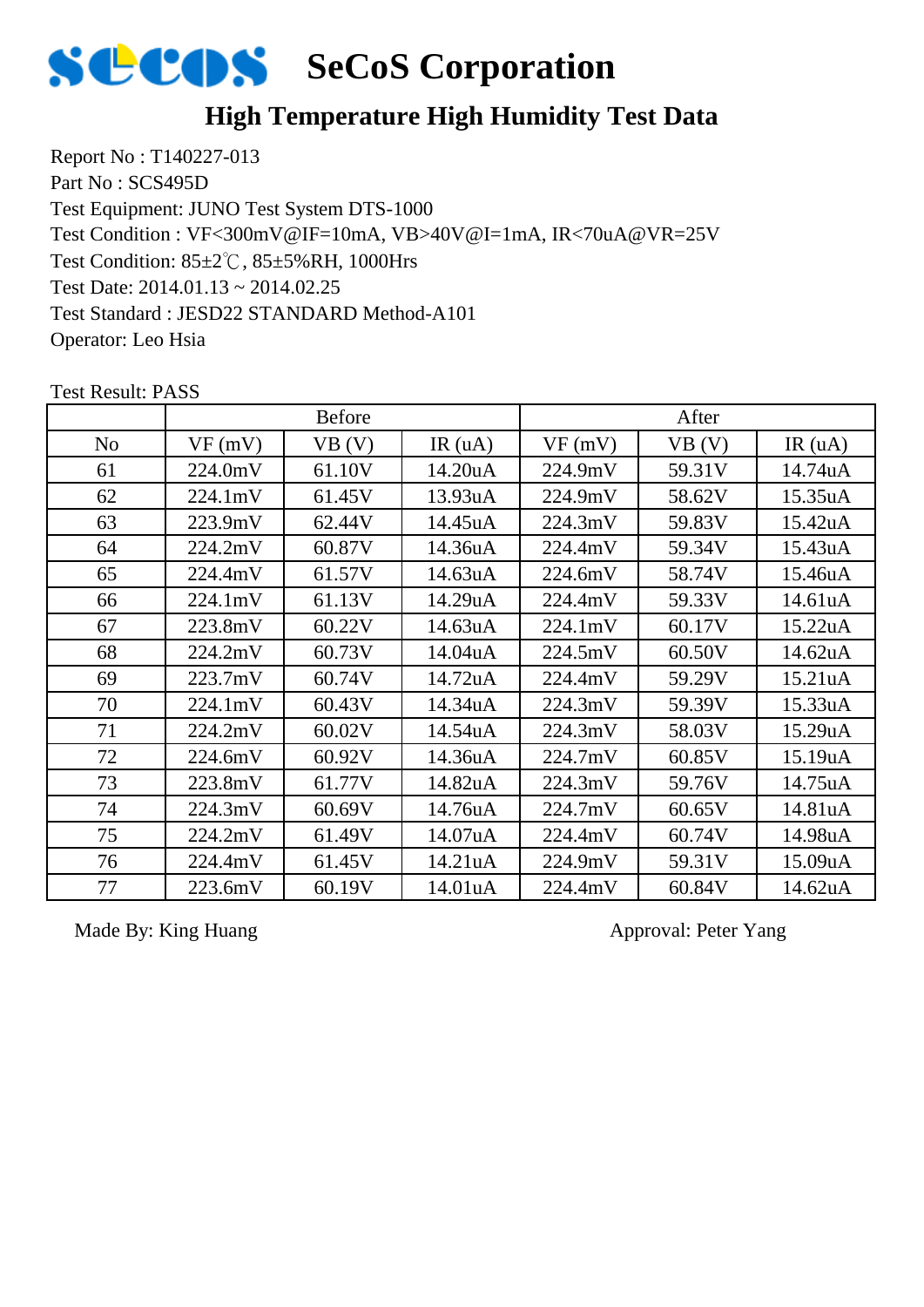# SeCoS Corporation

## High Temperature High Humidity Test Data

Report No : T140227-013
Part No : SCS495D
Test Equipment: JUNO Test System DTS-1000
Test Condition : VF<300mV@IF=10mA, VB>40V@I=1mA, IR<70uA@VR=25V
Test Condition: 85±2℃, 85±5%RH, 1000Hrs
Test Date: 2014.01.13 ~ 2014.02.25
Test Standard : JESD22 STANDARD Method-A101
Operator: Leo Hsia

Test Result: PASS

| | Before | | | After | | |
|---|---|---|---|---|---|---|
| No | VF (mV) | VB (V) | IR (uA) | VF (mV) | VB (V) | IR (uA) |
| 61 | 224.0mV | 61.10V | 14.20uA | 224.9mV | 59.31V | 14.74uA |
| 62 | 224.1mV | 61.45V | 13.93uA | 224.9mV | 58.62V | 15.35uA |
| 63 | 223.9mV | 62.44V | 14.45uA | 224.3mV | 59.83V | 15.42uA |
| 64 | 224.2mV | 60.87V | 14.36uA | 224.4mV | 59.34V | 15.43uA |
| 65 | 224.4mV | 61.57V | 14.63uA | 224.6mV | 58.74V | 15.46uA |
| 66 | 224.1mV | 61.13V | 14.29uA | 224.4mV | 59.33V | 14.61uA |
| 67 | 223.8mV | 60.22V | 14.63uA | 224.1mV | 60.17V | 15.22uA |
| 68 | 224.2mV | 60.73V | 14.04uA | 224.5mV | 60.50V | 14.62uA |
| 69 | 223.7mV | 60.74V | 14.72uA | 224.4mV | 59.29V | 15.21uA |
| 70 | 224.1mV | 60.43V | 14.34uA | 224.3mV | 59.39V | 15.33uA |
| 71 | 224.2mV | 60.02V | 14.54uA | 224.3mV | 58.03V | 15.29uA |
| 72 | 224.6mV | 60.92V | 14.36uA | 224.7mV | 60.85V | 15.19uA |
| 73 | 223.8mV | 61.77V | 14.82uA | 224.3mV | 59.76V | 14.75uA |
| 74 | 224.3mV | 60.69V | 14.76uA | 224.7mV | 60.65V | 14.81uA |
| 75 | 224.2mV | 61.49V | 14.07uA | 224.4mV | 60.74V | 14.98uA |
| 76 | 224.4mV | 61.45V | 14.21uA | 224.9mV | 59.31V | 15.09uA |
| 77 | 223.6mV | 60.19V | 14.01uA | 224.4mV | 60.84V | 14.62uA |

Made By: King Huang

Approval: Peter Yang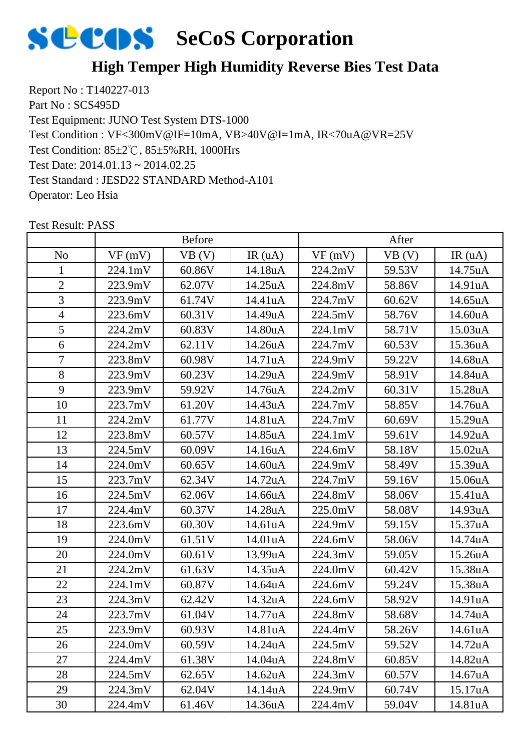# SeCoS Corporation

## High Temper High Humidity Reverse Bies Test Data

Report No : T140227-013
Part No : SCS495D
Test Equipment: JUNO Test System DTS-1000
Test Condition : VF<300mV@IF=10mA, VB>40V@I=1mA, IR<70uA@VR=25V
Test Condition: 85±2℃, 85±5%RH, 1000Hrs
Test Date: 2014.01.13 ~ 2014.02.25
Test Standard : JESD22 STANDARD Method-A101
Operator: Leo Hsia

Test Result: PASS

| | Before | | | After | | |
|---|---|---|---|---|---|---|
| No | VF (mV) | VB (V) | IR (uA) | VF (mV) | VB (V) | IR (uA) |
| 1 | 224.1mV | 60.86V | 14.18uA | 224.2mV | 59.53V | 14.75uA |
| 2 | 223.9mV | 62.07V | 14.25uA | 224.8mV | 58.86V | 14.91uA |
| 3 | 223.9mV | 61.74V | 14.41uA | 224.7mV | 60.62V | 14.65uA |
| 4 | 223.6mV | 60.31V | 14.49uA | 224.5mV | 58.76V | 14.60uA |
| 5 | 224.2mV | 60.83V | 14.80uA | 224.1mV | 58.71V | 15.03uA |
| 6 | 224.2mV | 62.11V | 14.26uA | 224.7mV | 60.53V | 15.36uA |
| 7 | 223.8mV | 60.98V | 14.71uA | 224.9mV | 59.22V | 14.68uA |
| 8 | 223.9mV | 60.23V | 14.29uA | 224.9mV | 58.91V | 14.84uA |
| 9 | 223.9mV | 59.92V | 14.76uA | 224.2mV | 60.31V | 15.28uA |
| 10 | 223.7mV | 61.20V | 14.43uA | 224.7mV | 58.85V | 14.76uA |
| 11 | 224.2mV | 61.77V | 14.81uA | 224.7mV | 60.69V | 15.29uA |
| 12 | 223.8mV | 60.57V | 14.85uA | 224.1mV | 59.61V | 14.92uA |
| 13 | 224.5mV | 60.09V | 14.16uA | 224.6mV | 58.18V | 15.02uA |
| 14 | 224.0mV | 60.65V | 14.60uA | 224.9mV | 58.49V | 15.39uA |
| 15 | 223.7mV | 62.34V | 14.72uA | 224.7mV | 59.16V | 15.06uA |
| 16 | 224.5mV | 62.06V | 14.66uA | 224.8mV | 58.06V | 15.41uA |
| 17 | 224.4mV | 60.37V | 14.28uA | 225.0mV | 58.08V | 14.93uA |
| 18 | 223.6mV | 60.30V | 14.61uA | 224.9mV | 59.15V | 15.37uA |
| 19 | 224.0mV | 61.51V | 14.01uA | 224.6mV | 58.06V | 14.74uA |
| 20 | 224.0mV | 60.61V | 13.99uA | 224.3mV | 59.05V | 15.26uA |
| 21 | 224.2mV | 61.63V | 14.35uA | 224.0mV | 60.42V | 15.38uA |
| 22 | 224.1mV | 60.87V | 14.64uA | 224.6mV | 59.24V | 15.38uA |
| 23 | 224.3mV | 62.42V | 14.32uA | 224.6mV | 58.92V | 14.91uA |
| 24 | 223.7mV | 61.04V | 14.77uA | 224.8mV | 58.68V | 14.74uA |
| 25 | 223.9mV | 60.93V | 14.81uA | 224.4mV | 58.26V | 14.61uA |
| 26 | 224.0mV | 60.59V | 14.24uA | 224.5mV | 59.52V | 14.72uA |
| 27 | 224.4mV | 61.38V | 14.04uA | 224.8mV | 60.85V | 14.82uA |
| 28 | 224.5mV | 62.65V | 14.62uA | 224.3mV | 60.57V | 14.67uA |
| 29 | 224.3mV | 62.04V | 14.14uA | 224.9mV | 60.74V | 15.17uA |
| 30 | 224.4mV | 61.46V | 14.36uA | 224.4mV | 59.04V | 14.81uA |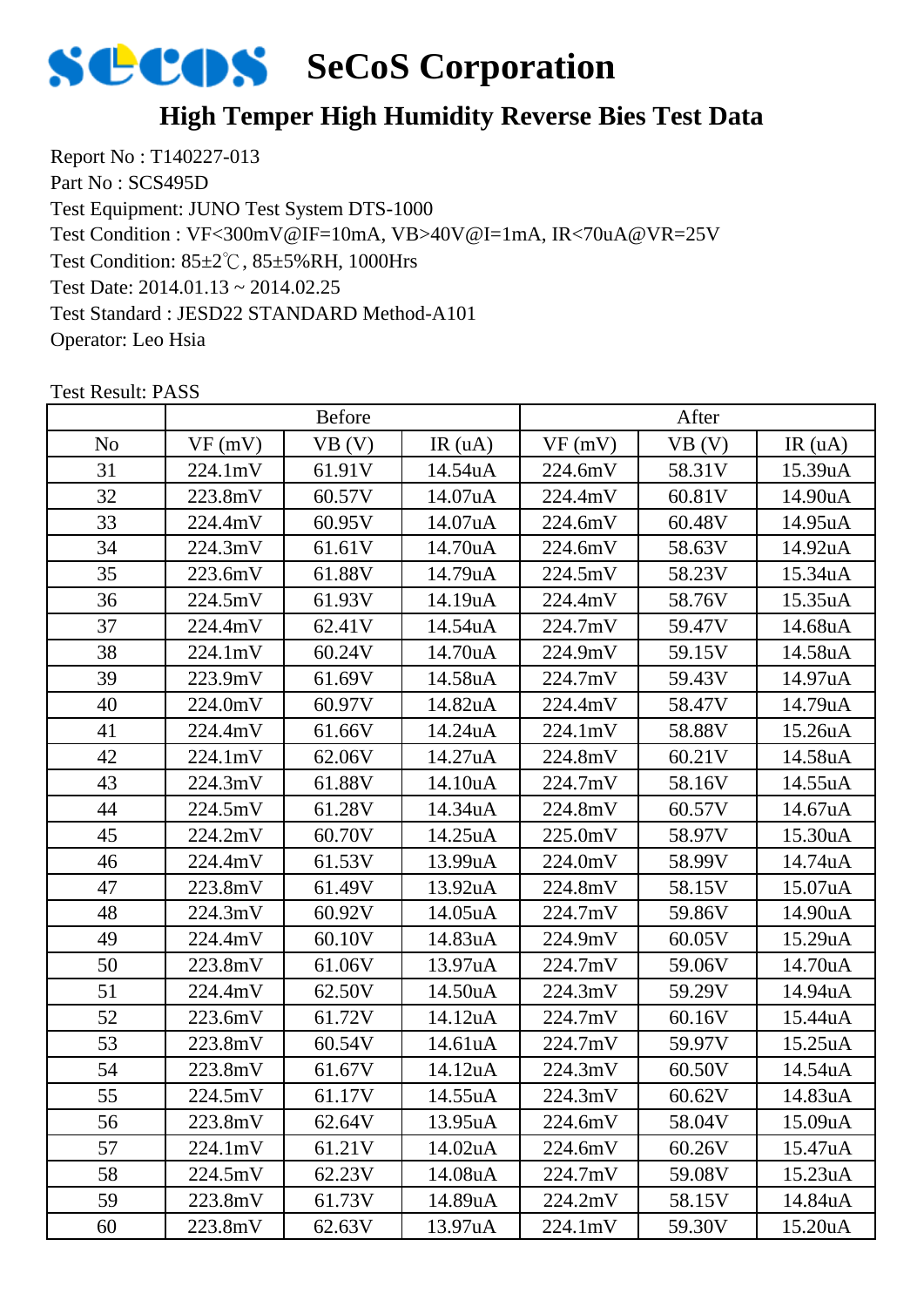# SeCoS Corporation

## High Temper High Humidity Reverse Bies Test Data

Report No : T140227-013
Part No : SCS495D
Test Equipment: JUNO Test System DTS-1000
Test Condition : VF<300mV@IF=10mA, VB>40V@I=1mA, IR<70uA@VR=25V
Test Condition: 85±2℃, 85±5%RH, 1000Hrs
Test Date: 2014.01.13 ~ 2014.02.25
Test Standard : JESD22 STANDARD Method-A101
Operator: Leo Hsia

Test Result: PASS

| | Before | | | After | | |
|---|---|---|---|---|---|---|
| No | VF (mV) | VB (V) | IR (uA) | VF (mV) | VB (V) | IR (uA) |
| 31 | 224.1mV | 61.91V | 14.54uA | 224.6mV | 58.31V | 15.39uA |
| 32 | 223.8mV | 60.57V | 14.07uA | 224.4mV | 60.81V | 14.90uA |
| 33 | 224.4mV | 60.95V | 14.07uA | 224.6mV | 60.48V | 14.95uA |
| 34 | 224.3mV | 61.61V | 14.70uA | 224.6mV | 58.63V | 14.92uA |
| 35 | 223.6mV | 61.88V | 14.79uA | 224.5mV | 58.23V | 15.34uA |
| 36 | 224.5mV | 61.93V | 14.19uA | 224.4mV | 58.76V | 15.35uA |
| 37 | 224.4mV | 62.41V | 14.54uA | 224.7mV | 59.47V | 14.68uA |
| 38 | 224.1mV | 60.24V | 14.70uA | 224.9mV | 59.15V | 14.58uA |
| 39 | 223.9mV | 61.69V | 14.58uA | 224.7mV | 59.43V | 14.97uA |
| 40 | 224.0mV | 60.97V | 14.82uA | 224.4mV | 58.47V | 14.79uA |
| 41 | 224.4mV | 61.66V | 14.24uA | 224.1mV | 58.88V | 15.26uA |
| 42 | 224.1mV | 62.06V | 14.27uA | 224.8mV | 60.21V | 14.58uA |
| 43 | 224.3mV | 61.88V | 14.10uA | 224.7mV | 58.16V | 14.55uA |
| 44 | 224.5mV | 61.28V | 14.34uA | 224.8mV | 60.57V | 14.67uA |
| 45 | 224.2mV | 60.70V | 14.25uA | 225.0mV | 58.97V | 15.30uA |
| 46 | 224.4mV | 61.53V | 13.99uA | 224.0mV | 58.99V | 14.74uA |
| 47 | 223.8mV | 61.49V | 13.92uA | 224.8mV | 58.15V | 15.07uA |
| 48 | 224.3mV | 60.92V | 14.05uA | 224.7mV | 59.86V | 14.90uA |
| 49 | 224.4mV | 60.10V | 14.83uA | 224.9mV | 60.05V | 15.29uA |
| 50 | 223.8mV | 61.06V | 13.97uA | 224.7mV | 59.06V | 14.70uA |
| 51 | 224.4mV | 62.50V | 14.50uA | 224.3mV | 59.29V | 14.94uA |
| 52 | 223.6mV | 61.72V | 14.12uA | 224.7mV | 60.16V | 15.44uA |
| 53 | 223.8mV | 60.54V | 14.61uA | 224.7mV | 59.97V | 15.25uA |
| 54 | 223.8mV | 61.67V | 14.12uA | 224.3mV | 60.50V | 14.54uA |
| 55 | 224.5mV | 61.17V | 14.55uA | 224.3mV | 60.62V | 14.83uA |
| 56 | 223.8mV | 62.64V | 13.95uA | 224.6mV | 58.04V | 15.09uA |
| 57 | 224.1mV | 61.21V | 14.02uA | 224.6mV | 60.26V | 15.47uA |
| 58 | 224.5mV | 62.23V | 14.08uA | 224.7mV | 59.08V | 15.23uA |
| 59 | 223.8mV | 61.73V | 14.89uA | 224.2mV | 58.15V | 14.84uA |
| 60 | 223.8mV | 62.63V | 13.97uA | 224.1mV | 59.30V | 15.20uA |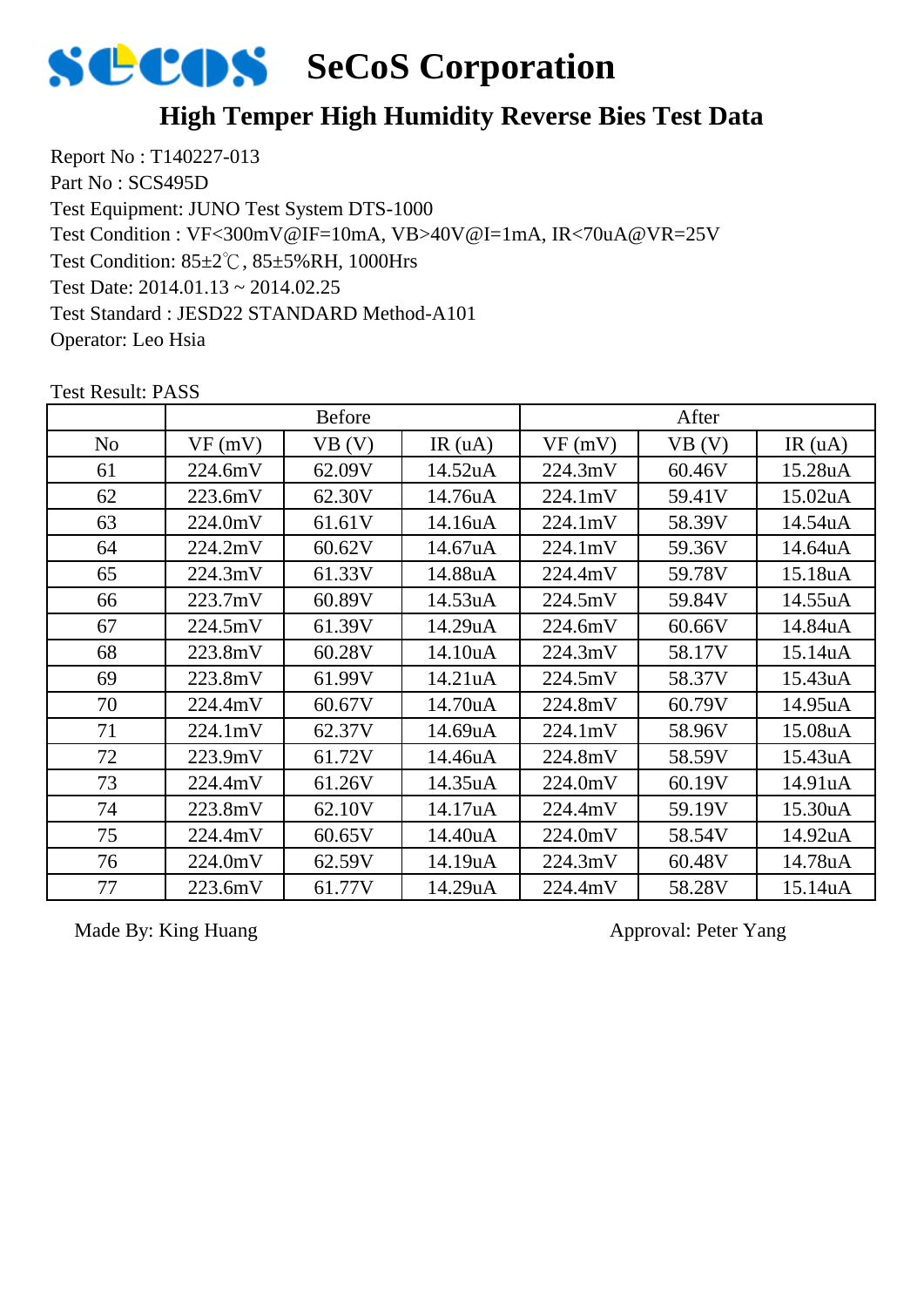# SeCoS Corporation

## High Temper High Humidity Reverse Bies Test Data

Report No : T140227-013
Part No : SCS495D
Test Equipment: JUNO Test System DTS-1000
Test Condition : VF<300mV@IF=10mA, VB>40V@I=1mA, IR<70uA@VR=25V
Test Condition: 85±2℃, 85±5%RH, 1000Hrs
Test Date: 2014.01.13 ~ 2014.02.25
Test Standard : JESD22 STANDARD Method-A101
Operator: Leo Hsia

Test Result: PASS

| | Before | | | After | | |
|---|---|---|---|---|---|---|
| No | VF (mV) | VB (V) | IR (uA) | VF (mV) | VB (V) | IR (uA) |
| 61 | 224.6mV | 62.09V | 14.52uA | 224.3mV | 60.46V | 15.28uA |
| 62 | 223.6mV | 62.30V | 14.76uA | 224.1mV | 59.41V | 15.02uA |
| 63 | 224.0mV | 61.61V | 14.16uA | 224.1mV | 58.39V | 14.54uA |
| 64 | 224.2mV | 60.62V | 14.67uA | 224.1mV | 59.36V | 14.64uA |
| 65 | 224.3mV | 61.33V | 14.88uA | 224.4mV | 59.78V | 15.18uA |
| 66 | 223.7mV | 60.89V | 14.53uA | 224.5mV | 59.84V | 14.55uA |
| 67 | 224.5mV | 61.39V | 14.29uA | 224.6mV | 60.66V | 14.84uA |
| 68 | 223.8mV | 60.28V | 14.10uA | 224.3mV | 58.17V | 15.14uA |
| 69 | 223.8mV | 61.99V | 14.21uA | 224.5mV | 58.37V | 15.43uA |
| 70 | 224.4mV | 60.67V | 14.70uA | 224.8mV | 60.79V | 14.95uA |
| 71 | 224.1mV | 62.37V | 14.69uA | 224.1mV | 58.96V | 15.08uA |
| 72 | 223.9mV | 61.72V | 14.46uA | 224.8mV | 58.59V | 15.43uA |
| 73 | 224.4mV | 61.26V | 14.35uA | 224.0mV | 60.19V | 14.91uA |
| 74 | 223.8mV | 62.10V | 14.17uA | 224.4mV | 59.19V | 15.30uA |
| 75 | 224.4mV | 60.65V | 14.40uA | 224.0mV | 58.54V | 14.92uA |
| 76 | 224.0mV | 62.59V | 14.19uA | 224.3mV | 60.48V | 14.78uA |
| 77 | 223.6mV | 61.77V | 14.29uA | 224.4mV | 58.28V | 15.14uA |

Made By: King Huang

Approval: Peter Yang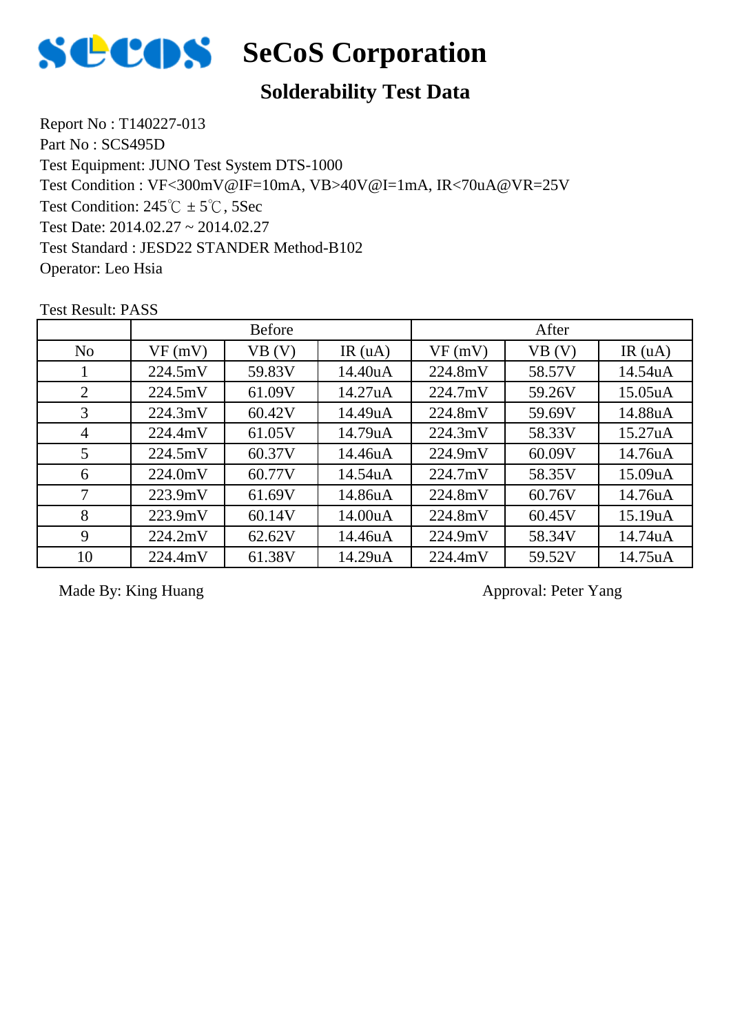# SeCoS Corporation

## Solderability Test Data

Report No : T140227-013
Part No : SCS495D
Test Equipment: JUNO Test System DTS-1000
Test Condition : VF<300mV@IF=10mA, VB>40V@I=1mA, IR<70uA@VR=25V
Test Condition: 245℃ ± 5℃, 5Sec
Test Date: 2014.02.27 ~ 2014.02.27
Test Standard : JESD22 STANDER Method-B102
Operator: Leo Hsia

Test Result: PASS

| | Before | | | After | | |
|---|---|---|---|---|---|---|
| No | VF (mV) | VB (V) | IR (uA) | VF (mV) | VB (V) | IR (uA) |
| 1 | 224.5mV | 59.83V | 14.40uA | 224.8mV | 58.57V | 14.54uA |
| 2 | 224.5mV | 61.09V | 14.27uA | 224.7mV | 59.26V | 15.05uA |
| 3 | 224.3mV | 60.42V | 14.49uA | 224.8mV | 59.69V | 14.88uA |
| 4 | 224.4mV | 61.05V | 14.79uA | 224.3mV | 58.33V | 15.27uA |
| 5 | 224.5mV | 60.37V | 14.46uA | 224.9mV | 60.09V | 14.76uA |
| 6 | 224.0mV | 60.77V | 14.54uA | 224.7mV | 58.35V | 15.09uA |
| 7 | 223.9mV | 61.69V | 14.86uA | 224.8mV | 60.76V | 14.76uA |
| 8 | 223.9mV | 60.14V | 14.00uA | 224.8mV | 60.45V | 15.19uA |
| 9 | 224.2mV | 62.62V | 14.46uA | 224.9mV | 58.34V | 14.74uA |
| 10 | 224.4mV | 61.38V | 14.29uA | 224.4mV | 59.52V | 14.75uA |

Made By: King Huang

Approval: Peter Yang